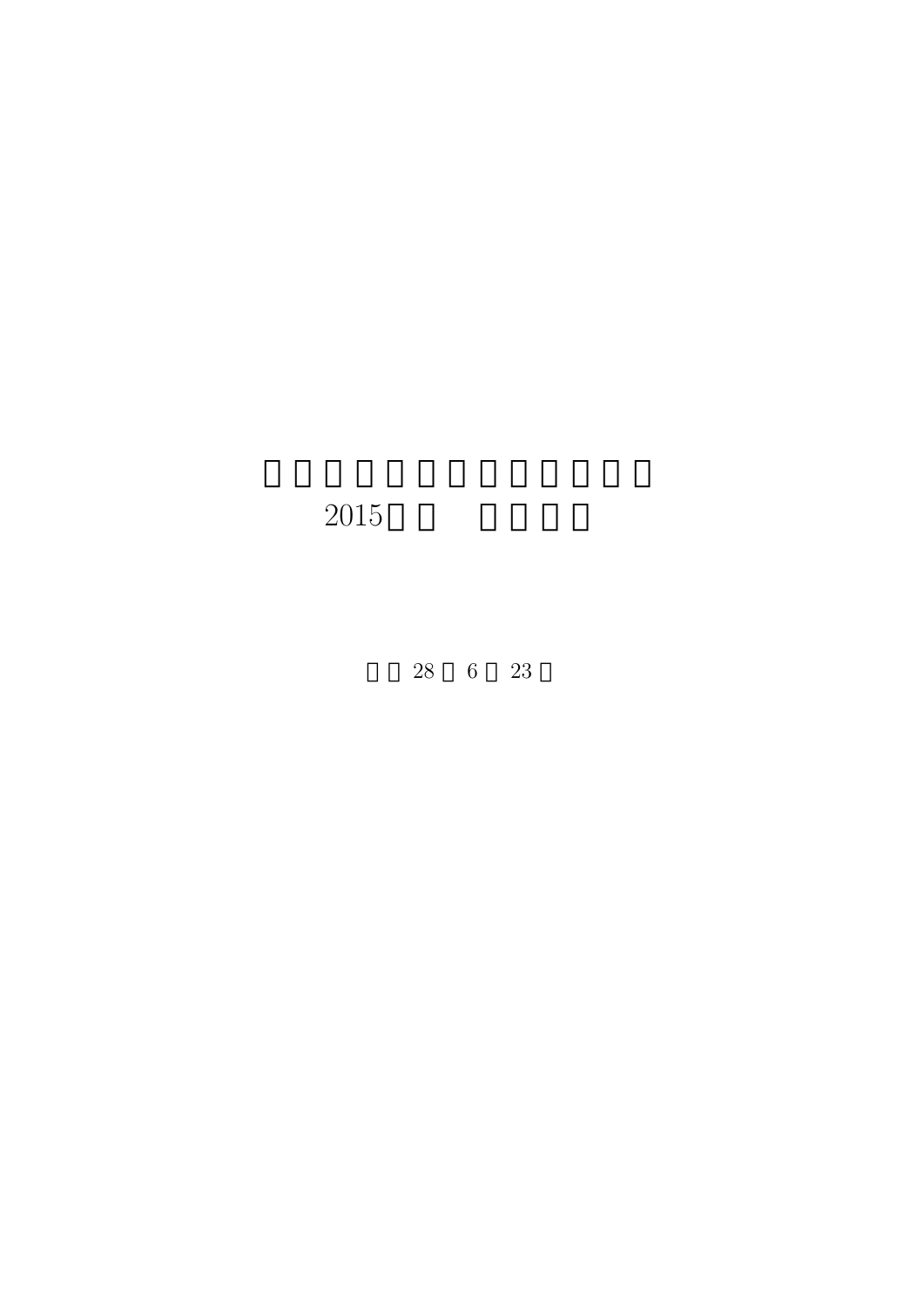# □□□□□□□□□□□□□□
# 2015□□ □□□□

□□ 28 □ 6 □ 23 □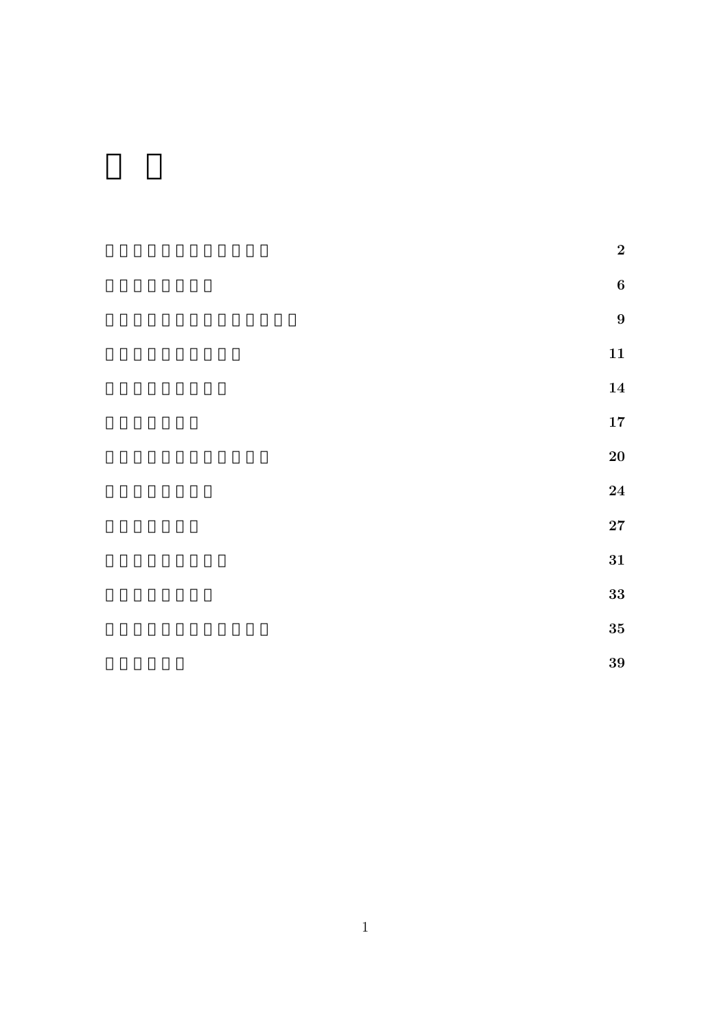# □ □

| | |
|---|---|
| □□□□□□□□□□□□□ | **2** |
| □□□□□□□□□ | **6** |
| □□□□□□□□□□□□□□□ | **9** |
| □□□□□□□□□□□ | **11** |
| □□□□□□□□□□ | **14** |
| □□□□□□□□ | **17** |
| □□□□□□□□□□□□□ | **20** |
| □□□□□□□□□ | **24** |
| □□□□□□□□ | **27** |
| □□□□□□□□□□ | **31** |
| □□□□□□□□□ | **33** |
| □□□□□□□□□□□□□ | **35** |
| □□□□□□□ | **39** |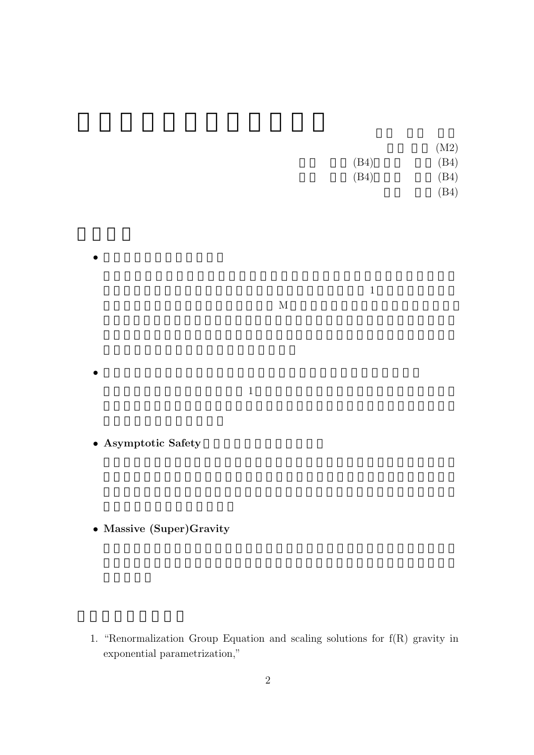(M2)

(B4) (B4)

(B4) (B4)

(B4)

- 1

 M

- 1

- **Asymptotic Safety**

- **Massive (Super)Gravity**

1. "Renormalization Group Equation and scaling solutions for f(R) gravity in exponential parametrization,"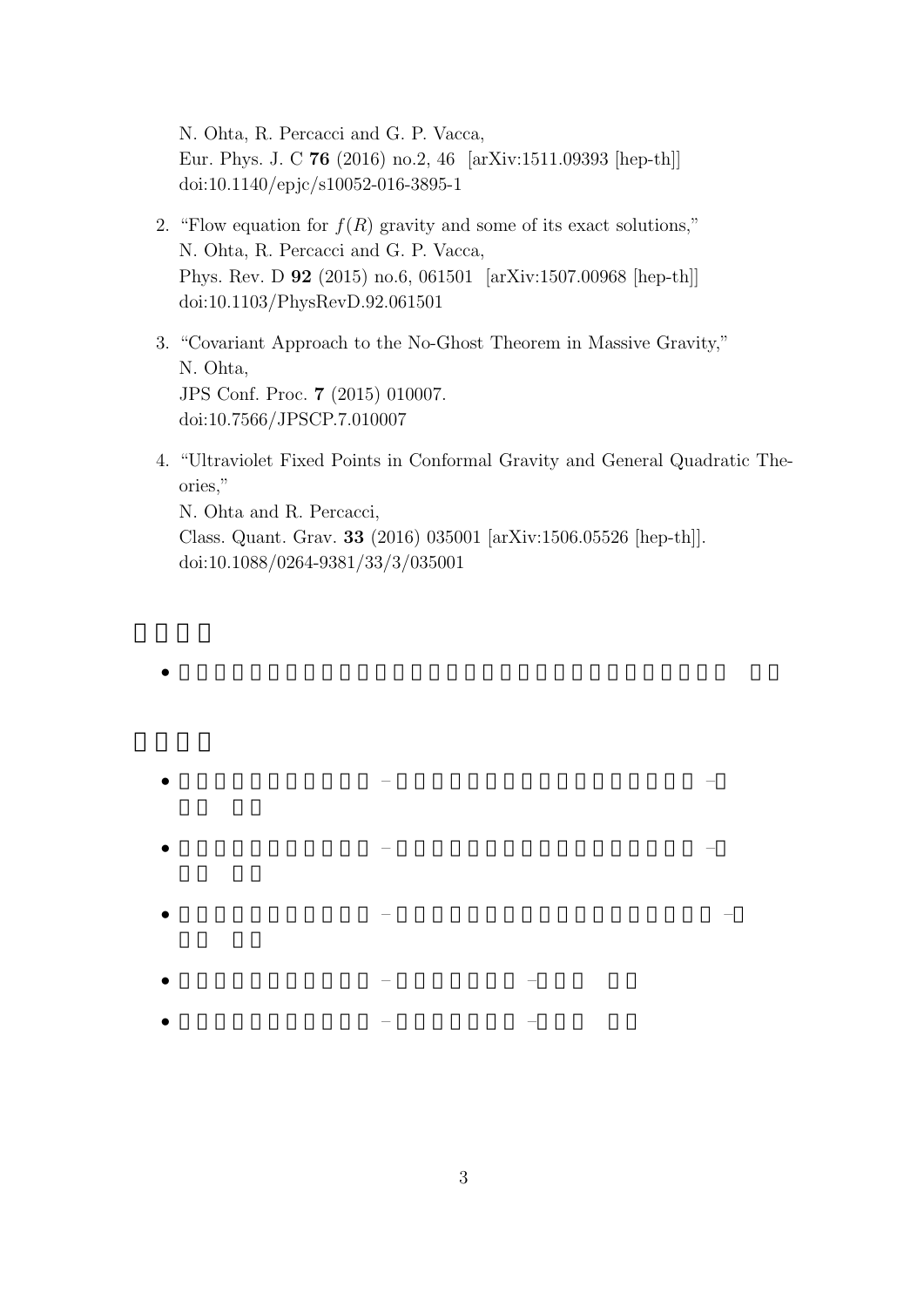N. Ohta, R. Percacci and G. P. Vacca,
Eur. Phys. J. C **76** (2016) no.2, 46 [arXiv:1511.09393 [hep-th]]
doi:10.1140/epjc/s10052-016-3895-1

2. "Flow equation for $f(R)$ gravity and some of its exact solutions,"
   N. Ohta, R. Percacci and G. P. Vacca,
   Phys. Rev. D **92** (2015) no.6, 061501 [arXiv:1507.00968 [hep-th]]
   doi:10.1103/PhysRevD.92.061501

3. "Covariant Approach to the No-Ghost Theorem in Massive Gravity,"
   N. Ohta,
   JPS Conf. Proc. **7** (2015) 010007.
   doi:10.7566/JPSCP.7.010007

4. "Ultraviolet Fixed Points in Conformal Gravity and General Quadratic Theories,"
   N. Ohta and R. Percacci,
   Class. Quant. Grav. **33** (2016) 035001 [arXiv:1506.05526 [hep-th]].
   doi:10.1088/0264-9381/33/3/035001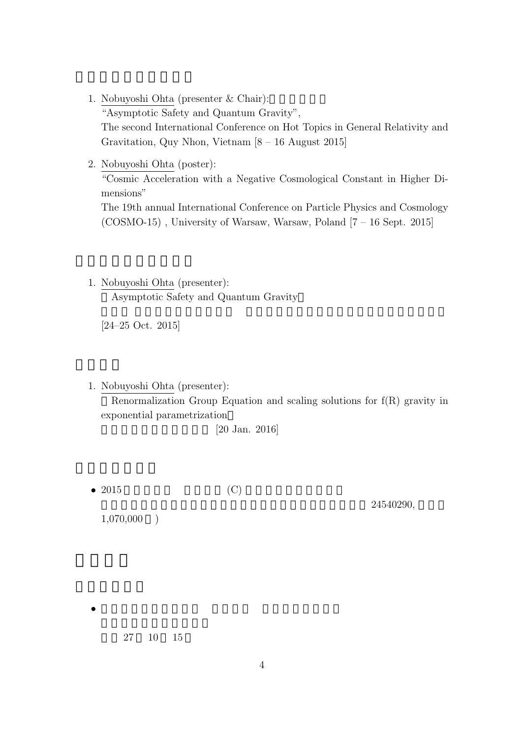1. Nobuyoshi Ohta (presenter & Chair):
   "Asymptotic Safety and Quantum Gravity",
   The second International Conference on Hot Topics in General Relativity and Gravitation, Quy Nhon, Vietnam [8 – 16 August 2015]

2. Nobuyoshi Ohta (poster):
   "Cosmic Acceleration with a Negative Cosmological Constant in Higher Dimensions"
   The 19th annual International Conference on Particle Physics and Cosmology (COSMO-15) , University of Warsaw, Warsaw, Poland [7 – 16 Sept. 2015]

1. Nobuyoshi Ohta (presenter):
   Asymptotic Safety and Quantum Gravity
   [24–25 Oct. 2015]

1. Nobuyoshi Ohta (presenter):
   Renormalization Group Equation and scaling solutions for f(R) gravity in exponential parametrization
   [20 Jan. 2016]

- 2015 (C)
  24540290,
  1,070,000 )

- 27 10 15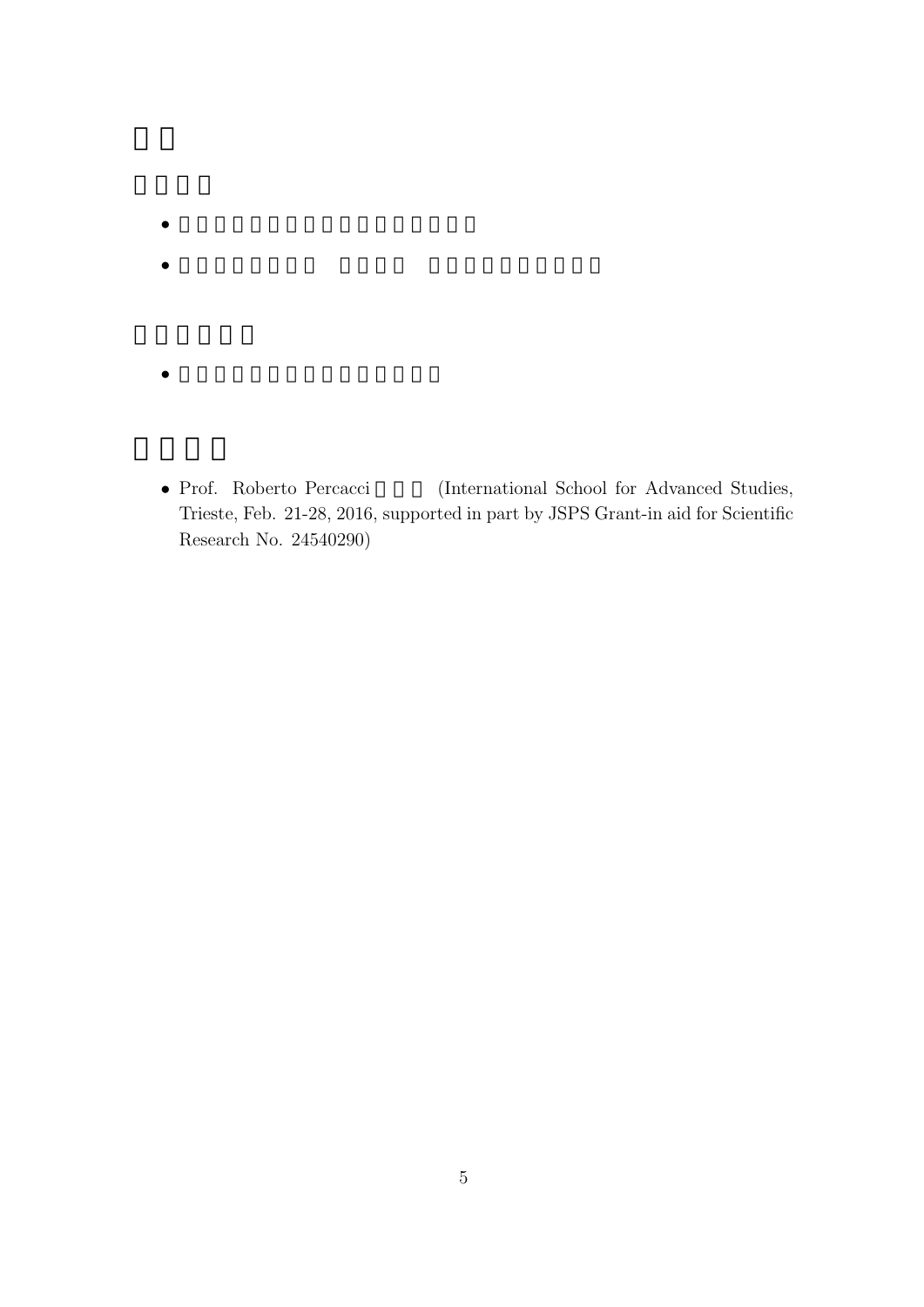- Prof. Roberto Percacci (International School for Advanced Studies, Trieste, Feb. 21-28, 2016, supported in part by JSPS Grant-in aid for Scientific Research No. 24540290)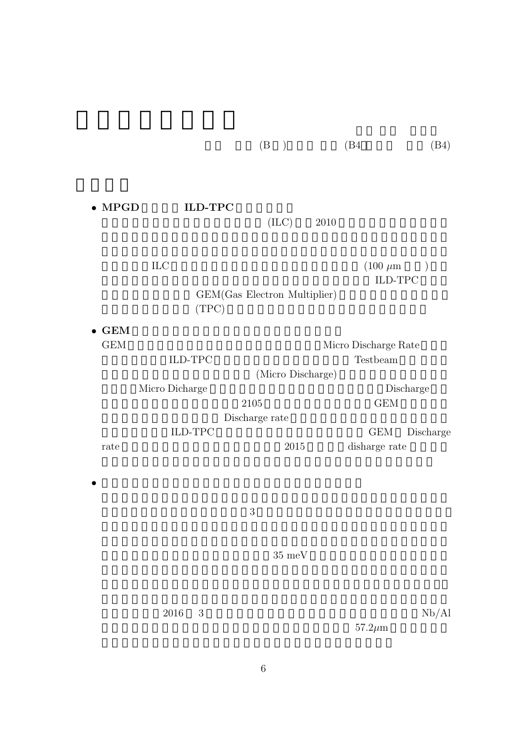(B )  (B4  (B4)

- **MPGD** **ILD-TPC**

  (ILC) 2010

  ILC (100 $\mu$m )

  ILD-TPC

  GEM(Gas Electron Multiplier)

  (TPC)

- **GEM**

  GEM Micro Discharge Rate

  ILD-TPC Testbeam

  (Micro Discharge)

  Micro Dicharge Discharge

  2105 GEM

  Discharge rate

  ILD-TPC GEM Discharge rate 2015 disharge rate

- 3

  35 meV

  2016 3 Nb/Al

  57.2$\mu$m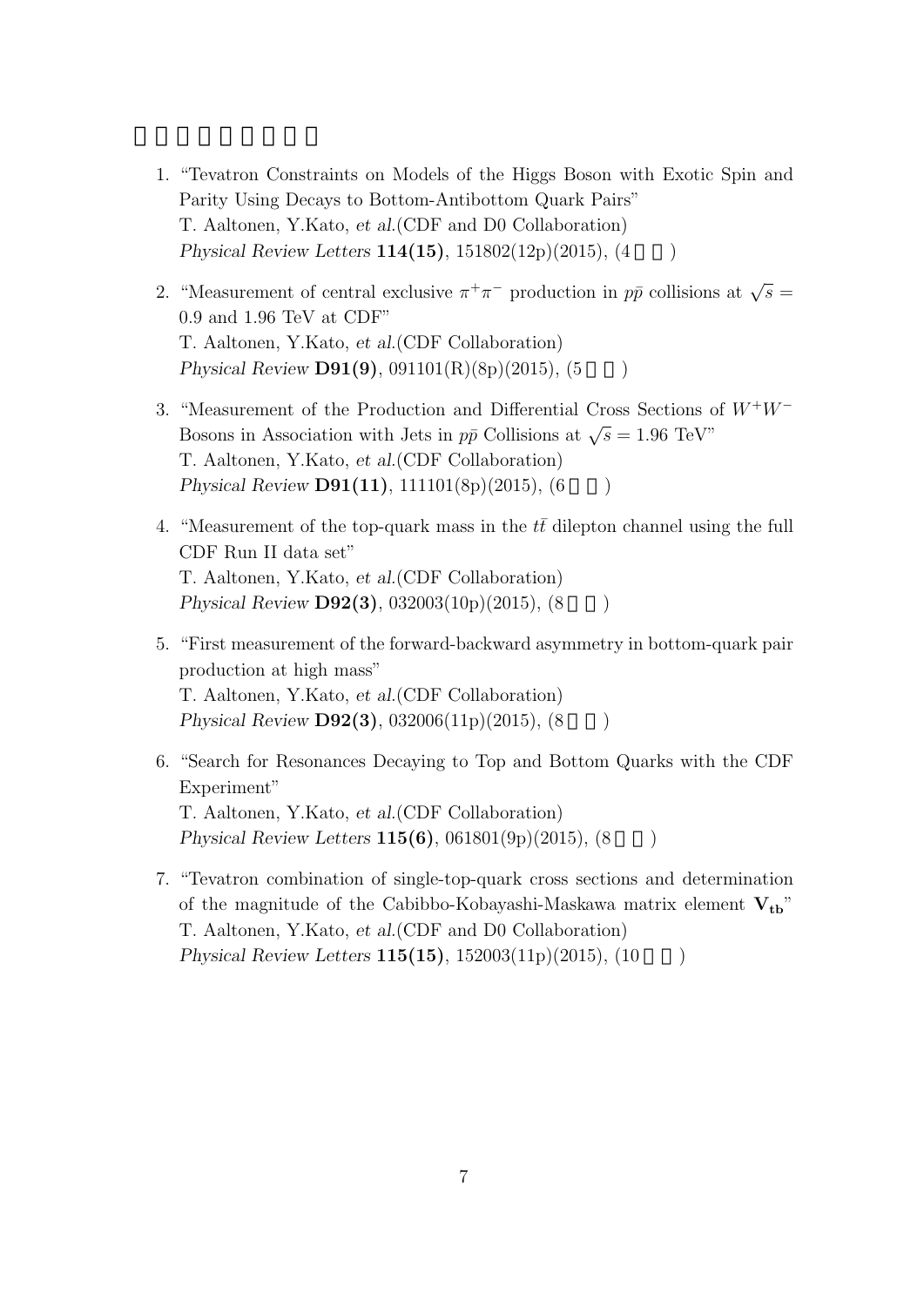1. "Tevatron Constraints on Models of the Higgs Boson with Exotic Spin and Parity Using Decays to Bottom-Antibottom Quark Pairs"
   T. Aaltonen, Y.Kato, *et al.*(CDF and D0 Collaboration)
   *Physical Review Letters* **114(15)**, 151802(12p)(2015), (4 )

2. "Measurement of central exclusive $\pi^+\pi^-$ production in $p\bar{p}$ collisions at $\sqrt{s}$ = 0.9 and 1.96 TeV at CDF"
   T. Aaltonen, Y.Kato, *et al.*(CDF Collaboration)
   *Physical Review* **D91(9)**, 091101(R)(8p)(2015), (5 )

3. "Measurement of the Production and Differential Cross Sections of $W^+W^-$ Bosons in Association with Jets in $p\bar{p}$ Collisions at $\sqrt{s}$ = 1.96 TeV"
   T. Aaltonen, Y.Kato, *et al.*(CDF Collaboration)
   *Physical Review* **D91(11)**, 111101(8p)(2015), (6 )

4. "Measurement of the top-quark mass in the $t\bar{t}$ dilepton channel using the full CDF Run II data set"
   T. Aaltonen, Y.Kato, *et al.*(CDF Collaboration)
   *Physical Review* **D92(3)**, 032003(10p)(2015), (8 )

5. "First measurement of the forward-backward asymmetry in bottom-quark pair production at high mass"
   T. Aaltonen, Y.Kato, *et al.*(CDF Collaboration)
   *Physical Review* **D92(3)**, 032006(11p)(2015), (8 )

6. "Search for Resonances Decaying to Top and Bottom Quarks with the CDF Experiment"
   T. Aaltonen, Y.Kato, *et al.*(CDF Collaboration)
   *Physical Review Letters* **115(6)**, 061801(9p)(2015), (8 )

7. "Tevatron combination of single-top-quark cross sections and determination of the magnitude of the Cabibbo-Kobayashi-Maskawa matrix element $\mathbf{V_{tb}}$"
   T. Aaltonen, Y.Kato, *et al.*(CDF and D0 Collaboration)
   *Physical Review Letters* **115(15)**, 152003(11p)(2015), (10 )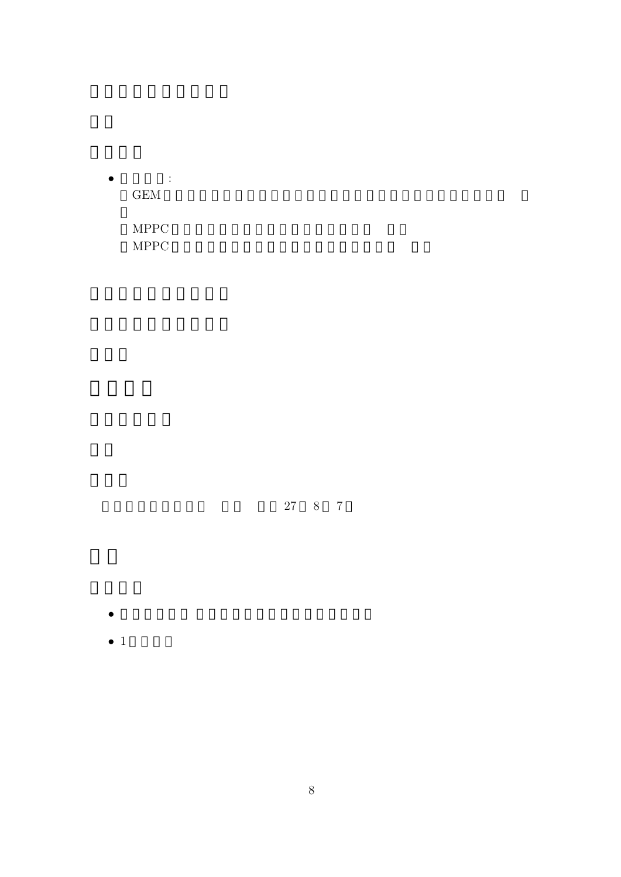### □□□□□□□□□□

#### □□

#### □□□□

- □□□□:
  □GEM□□□□□□□□□□□□□□□□□□□□□□□□□□□□□□□□ □
  □
  □MPPC□□□□□□□□□□□□□□□□□□□ □□
  □MPPC□□□□□□□□□□□□□□□□□□□□□□ □□

### □□□□□□□□□□

### □□□□□□□□□□

#### □□□

## □□□□

### □□□□□□

#### □□

#### □□□

□□□□□□□□□ □□ □□27□8□7□

## □□

#### □□□□

- □□□□□□ □□□□□□□□□□□□□□□□□
- 1□□□□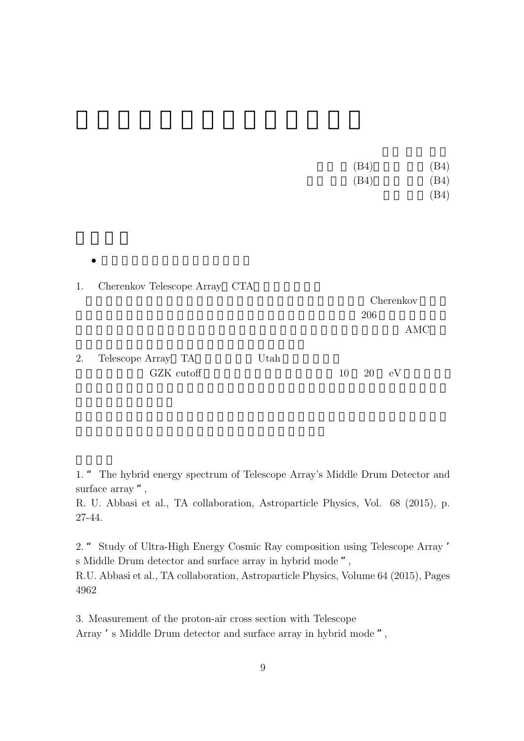(B4) (B4)
(B4) (B4)
(B4)

1. Cherenkov Telescope Array CTA
Cherenkov
206
AMC

2. Telescope Array TA Utah
GZK cutoff 10 20 eV

1. " The hybrid energy spectrum of Telescope Array's Middle Drum Detector and surface array ",
R. U. Abbasi et al., TA collaboration, Astroparticle Physics, Vol. 68 (2015), p. 27-44.

2. " Study of Ultra-High Energy Cosmic Ray composition using Telescope Array ' s Middle Drum detector and surface array in hybrid mode ",
R.U. Abbasi et al., TA collaboration, Astroparticle Physics, Volume 64 (2015), Pages 4962

3. Measurement of the proton-air cross section with Telescope Array ' s Middle Drum detector and surface array in hybrid mode ",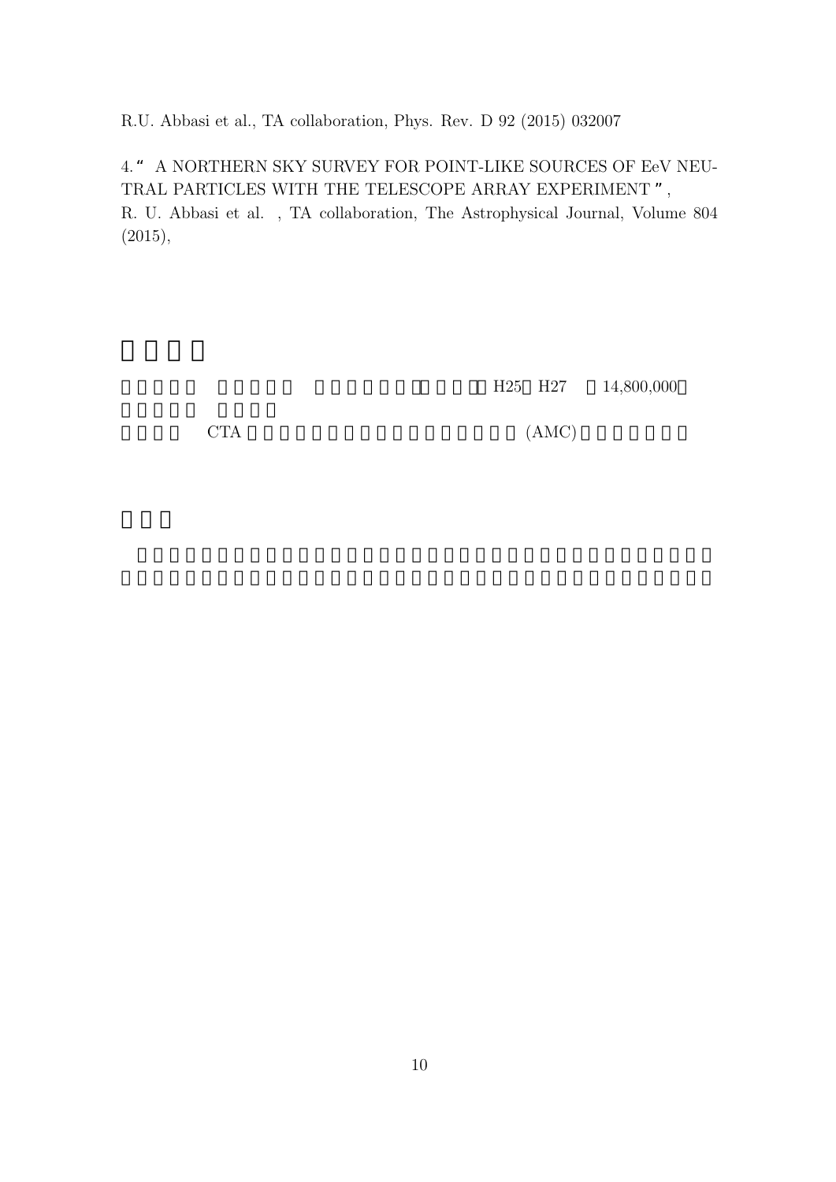R.U. Abbasi et al., TA collaboration, Phys. Rev. D 92 (2015) 032007

4. " A NORTHERN SKY SURVEY FOR POINT-LIKE SOURCES OF EeV NEUTRAL PARTICLES WITH THE TELESCOPE ARRAY EXPERIMENT ",
R. U. Abbasi et al. , TA collaboration, The Astrophysical Journal, Volume 804 (2015),

H25 H27 14,800,000

CTA (AMC)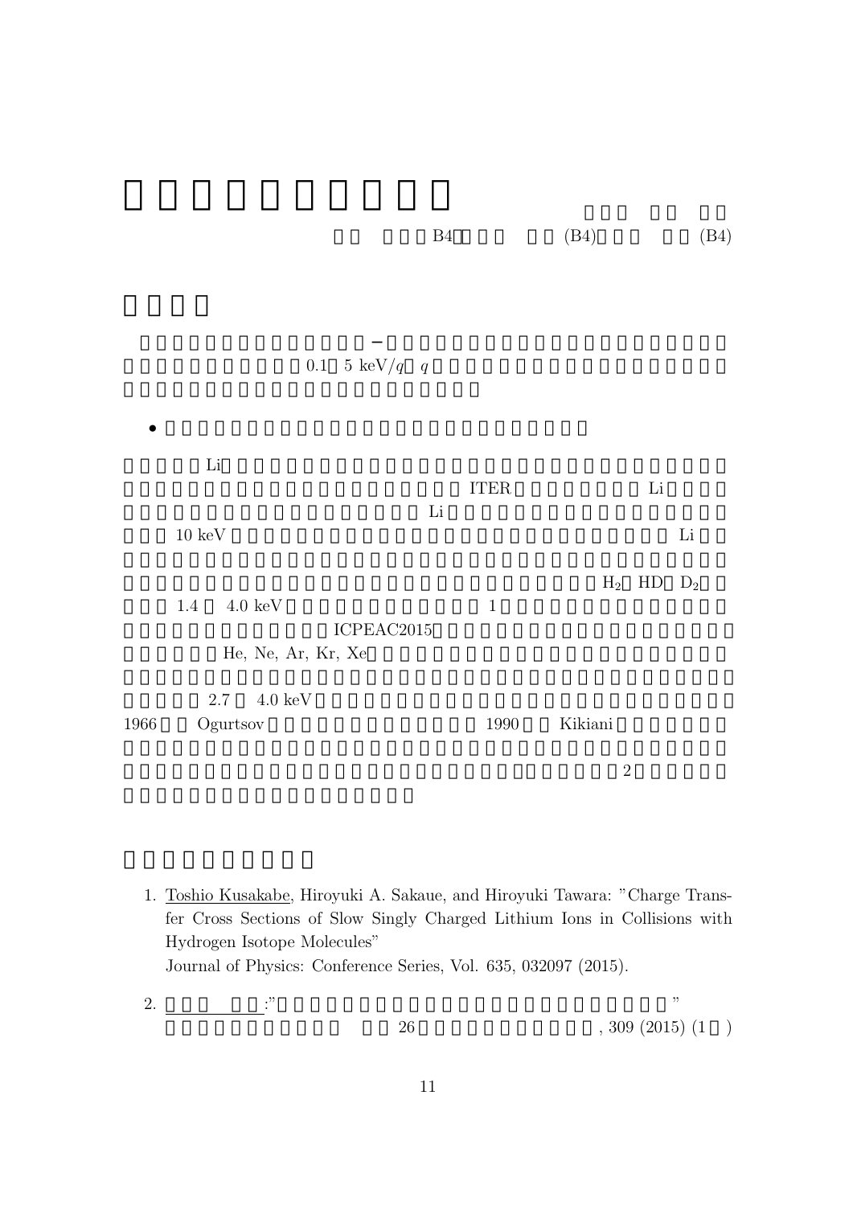B4 (B4) (B4)

0.1 5 keV/$q$ $q$

- 

Li

ITER Li

Li

10 keV Li

$H_2$ HD $D_2$

1.4 4.0 keV 1

ICPEAC2015

He, Ne, Ar, Kr, Xe

2.7 4.0 keV

1966 Ogurtsov 1990 Kikiani

2

1. Toshio Kusakabe, Hiroyuki A. Sakaue, and Hiroyuki Tawara: "Charge Transfer Cross Sections of Slow Singly Charged Lithium Ions in Collisions with Hydrogen Isotope Molecules"
   Journal of Physics: Conference Series, Vol. 635, 032097 (2015).

2. :" "
   26 , 309 (2015) (1 )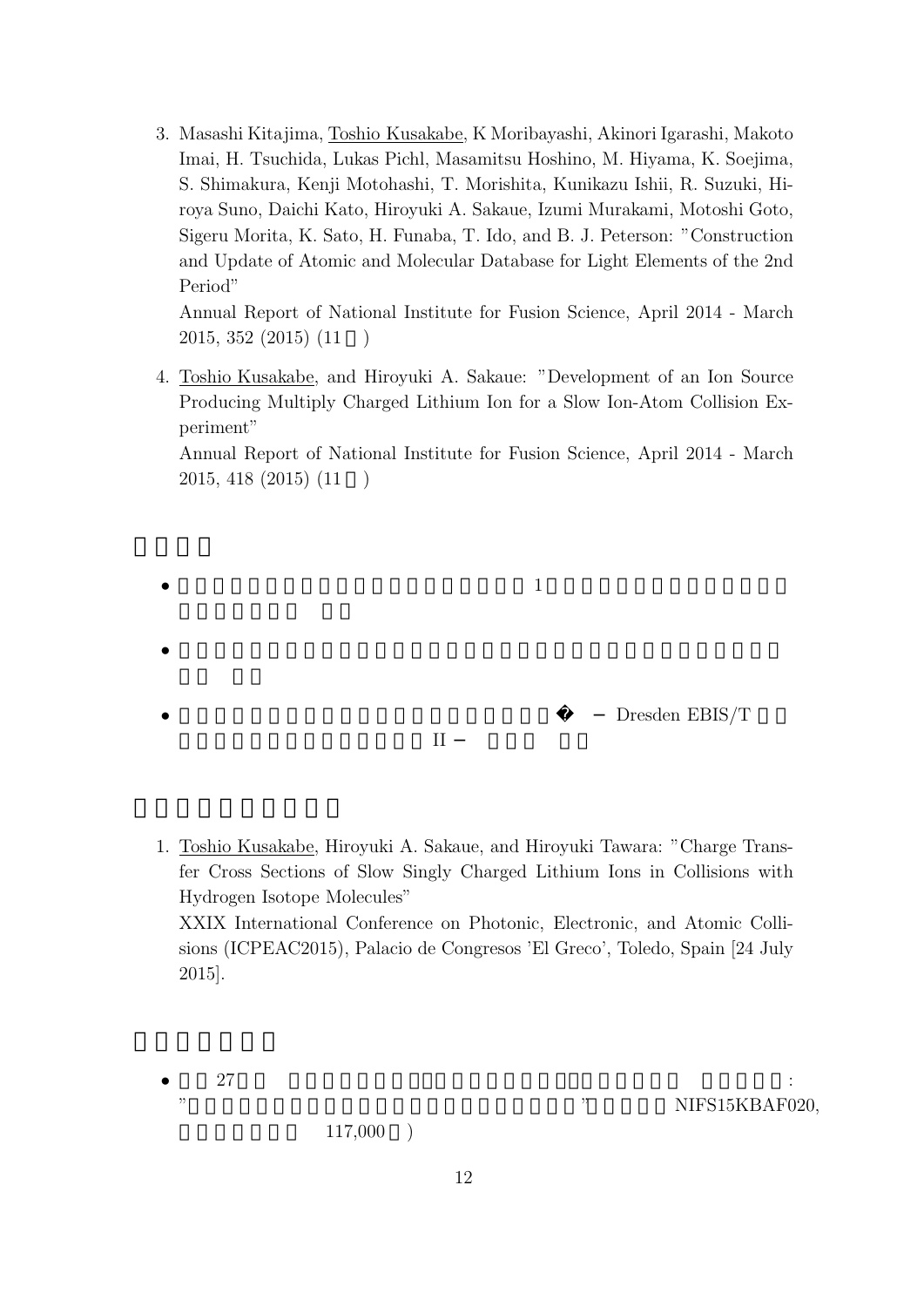3. Masashi Kitajima, Toshio Kusakabe, K Moribayashi, Akinori Igarashi, Makoto Imai, H. Tsuchida, Lukas Pichl, Masamitsu Hoshino, M. Hiyama, K. Soejima, S. Shimakura, Kenji Motohashi, T. Morishita, Kunikazu Ishii, R. Suzuki, Hiroya Suno, Daichi Kato, Hiroyuki A. Sakaue, Izumi Murakami, Motoshi Goto, Sigeru Morita, K. Sato, H. Funaba, T. Ido, and B. J. Peterson: "Construction and Update of Atomic and Molecular Database for Light Elements of the 2nd Period"
   Annual Report of National Institute for Fusion Science, April 2014 - March 2015, 352 (2015) (11 )

4. Toshio Kusakabe, and Hiroyuki A. Sakaue: "Development of an Ion Source Producing Multiply Charged Lithium Ion for a Slow Ion-Atom Collision Experiment"
   Annual Report of National Institute for Fusion Science, April 2014 - March 2015, 418 (2015) (11 )

- 1
- 
- − Dresden EBIS/T II −

1. Toshio Kusakabe, Hiroyuki A. Sakaue, and Hiroyuki Tawara: "Charge Transfer Cross Sections of Slow Singly Charged Lithium Ions in Collisions with Hydrogen Isotope Molecules"
   XXIX International Conference on Photonic, Electronic, and Atomic Collisions (ICPEAC2015), Palacio de Congresos 'El Greco', Toledo, Spain [24 July 2015].

- 27 :
  " " NIFS15KBAF020,
  117,000 )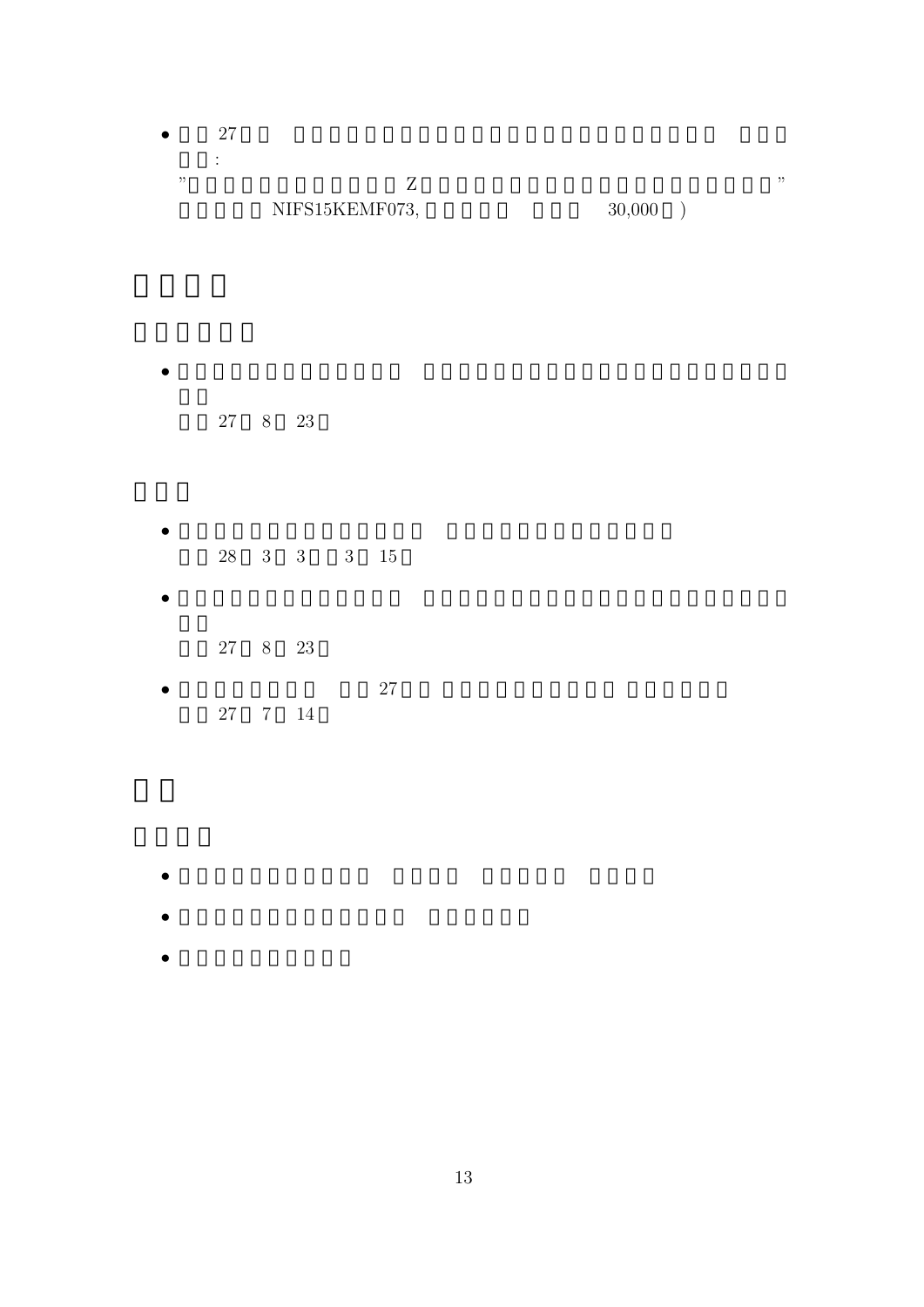- 27 :
  " Z "
  NIFS15KEMF073, 30,000 )

- 27 8 23

- 28 3 3 3 15

- 27 8 23

- 27 27 7 14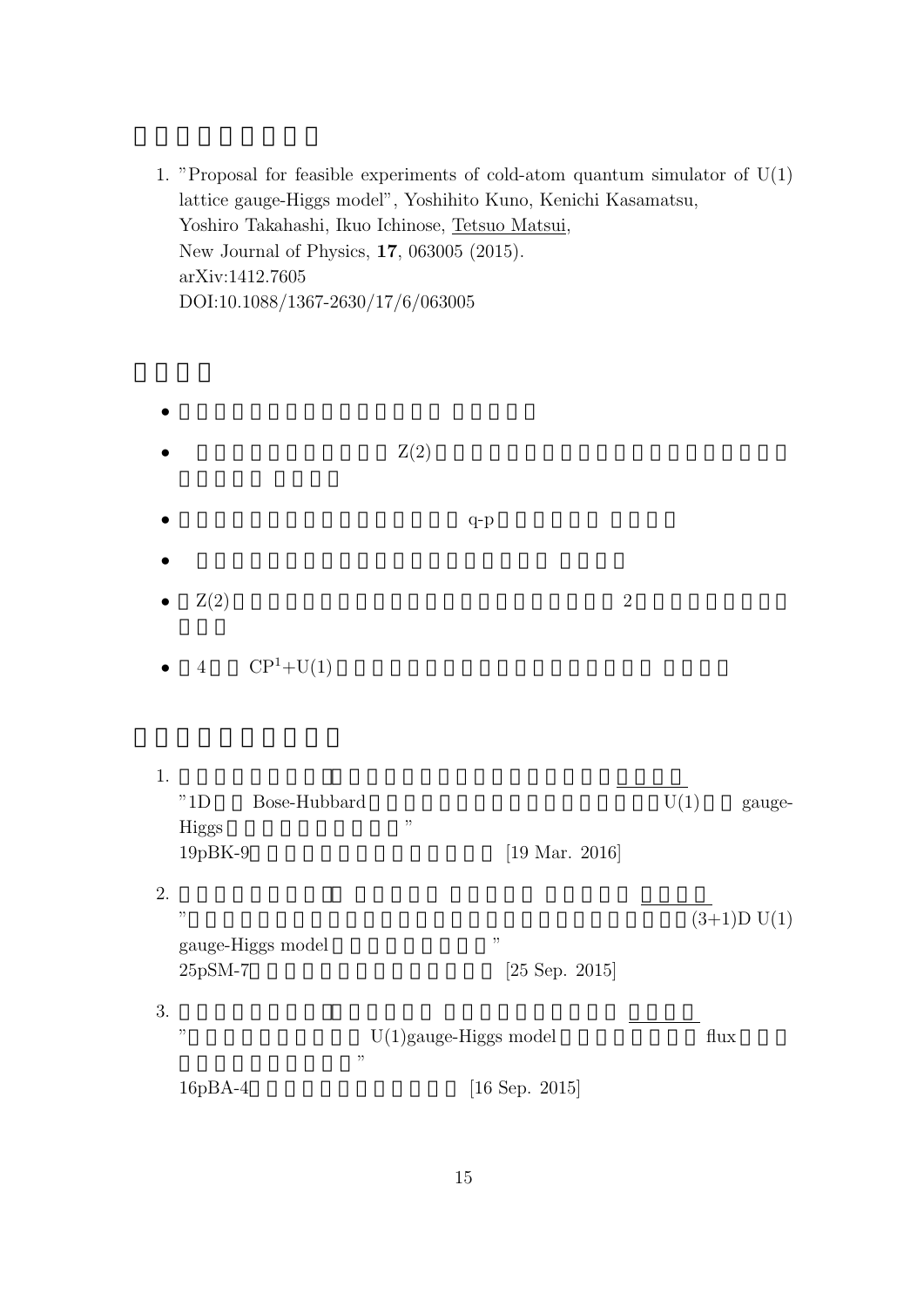1. "Proposal for feasible experiments of cold-atom quantum simulator of U(1) lattice gauge-Higgs model", Yoshihito Kuno, Kenichi Kasamatsu, Yoshiro Takahashi, Ikuo Ichinose, Tetsuo Matsui, New Journal of Physics, **17**, 063005 (2015).
   arXiv:1412.7605
   DOI:10.1088/1367-2630/17/6/063005

- 
- Z(2)
- q-p
- 
- Z(2) 2
- 4 $CP^1$+U(1)

1. "1D Bose-Hubbard U(1) gauge-Higgs "
   19pBK-9 [19 Mar. 2016]

2. " (3+1)D U(1) gauge-Higgs model "
   25pSM-7 [25 Sep. 2015]

3. " U(1)gauge-Higgs model flux "
   16pBA-4 [16 Sep. 2015]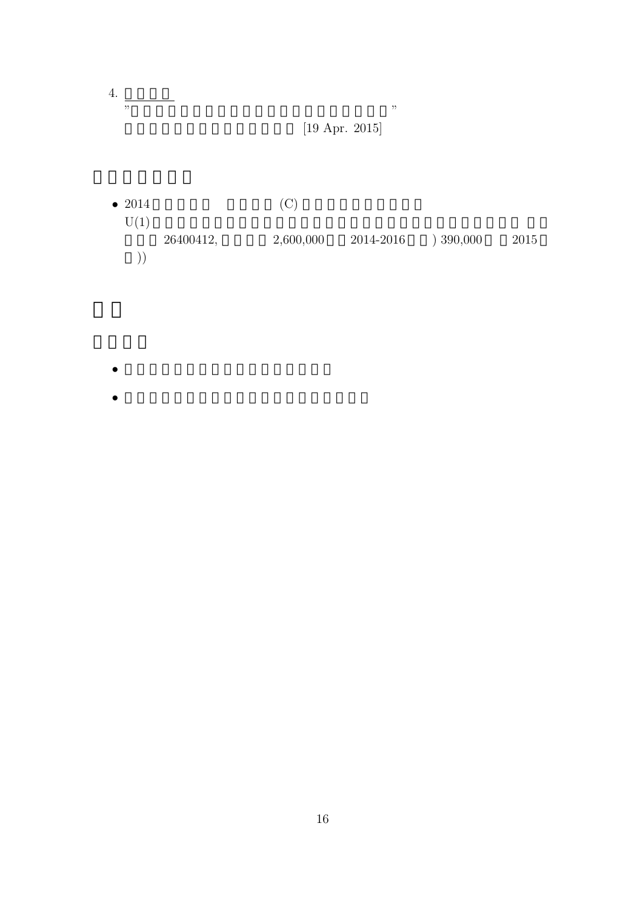4. <u>□□□□</u>
”□□□□□□□□□□□□□□□□□□□□□□□□”
□□□□□□□□□□□□□□□ [19 Apr. 2015]

# □□□□□□□

- 2014□□□□□ □□□□ (C) □□□□□□□□□□□
  U(1)□□□□□□□□□□□□□□□□□□□□□□□□□□□□□□□□□ □□
  □□□ 26400412, □□□□ 2,600,000 □□ 2014-2016 □□) 390,000 □□ 2015□
  □))

# □□

## □□□□

- □□□□□□□□□□□□□□□□□□□
- □□□□□□□□□□□□□□□□□□□□□□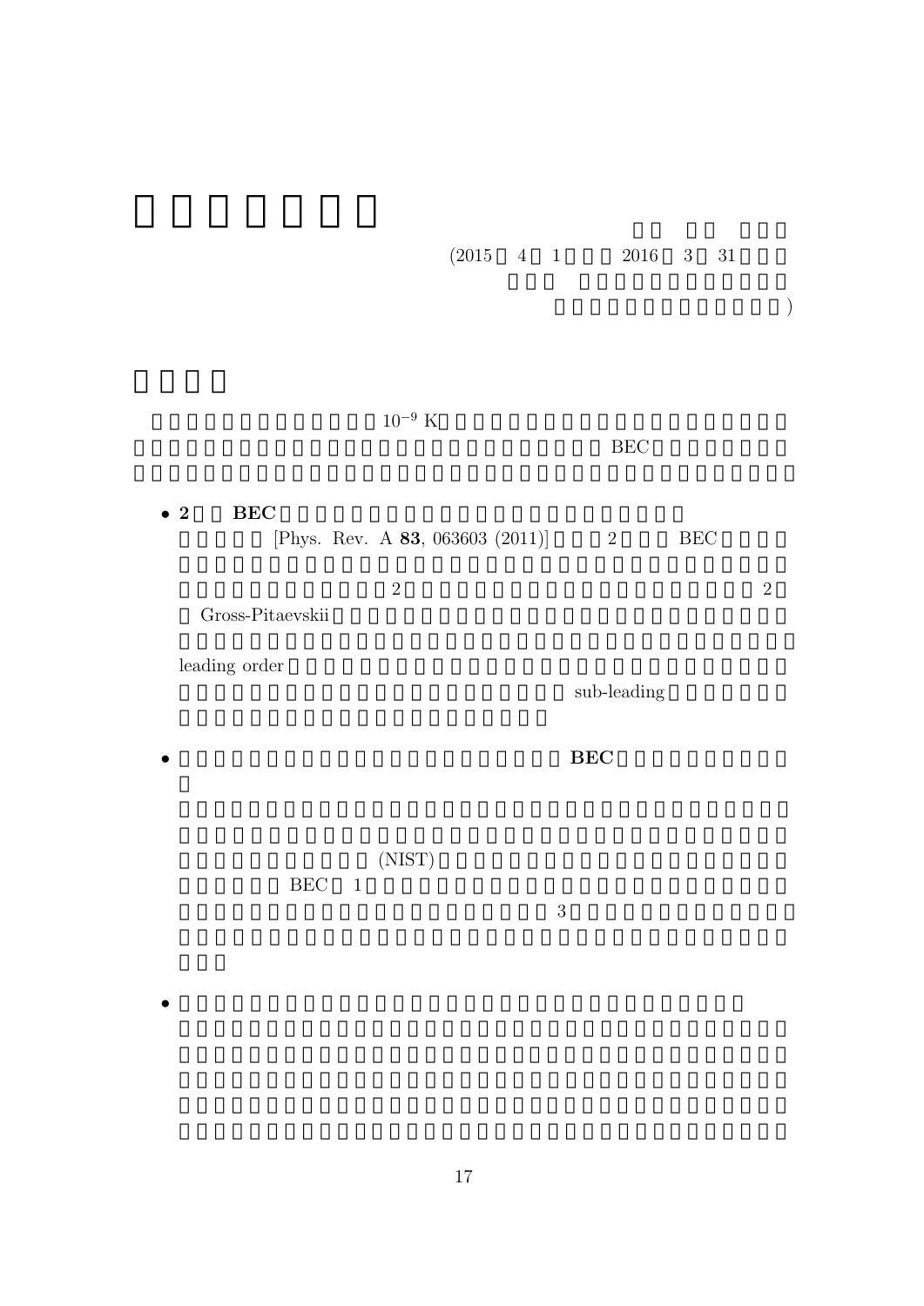(2015 4 1 2016 3 31

)

$10^{-9}$ K

BEC

- **2 BEC**

  [Phys. Rev. A **83**, 063603 (2011)] 2 BEC

  2 2

  Gross-Pitaevskii

  leading order

  sub-leading

- **BEC**

  (NIST)

  BEC 1

  3

-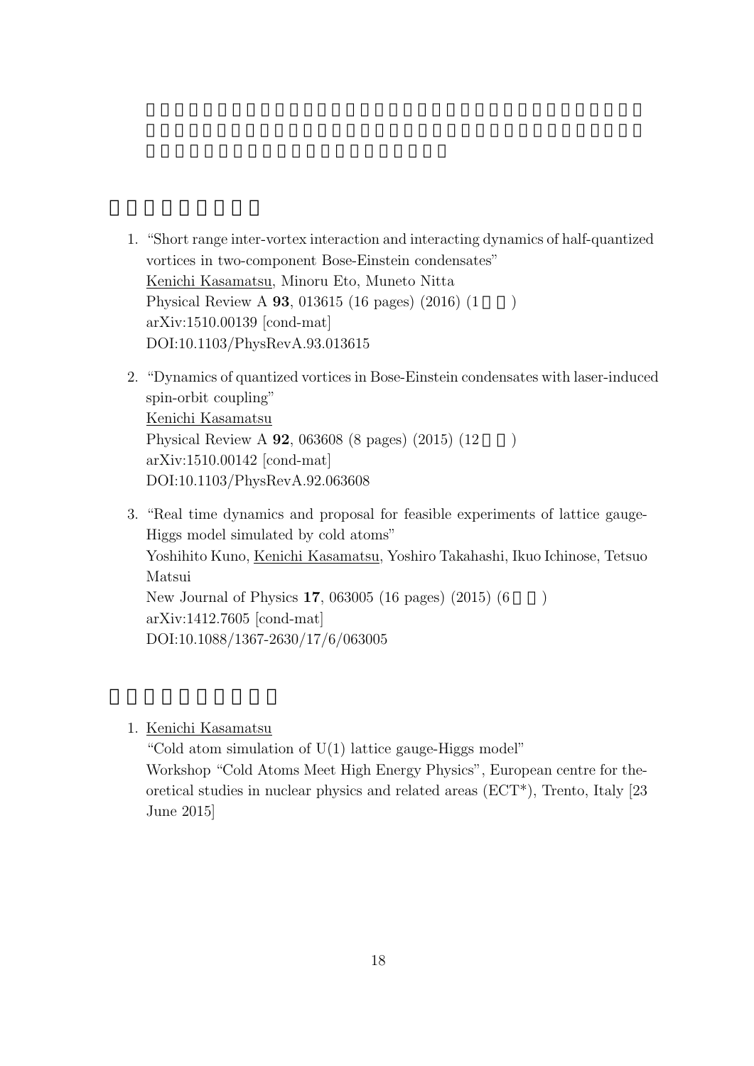1. "Short range inter-vortex interaction and interacting dynamics of half-quantized vortices in two-component Bose-Einstein condensates"
   Kenichi Kasamatsu, Minoru Eto, Muneto Nitta
   Physical Review A **93**, 013615 (16 pages) (2016) (1 )
   arXiv:1510.00139 [cond-mat]
   DOI:10.1103/PhysRevA.93.013615

2. "Dynamics of quantized vortices in Bose-Einstein condensates with laser-induced spin-orbit coupling"
   Kenichi Kasamatsu
   Physical Review A **92**, 063608 (8 pages) (2015) (12 )
   arXiv:1510.00142 [cond-mat]
   DOI:10.1103/PhysRevA.92.063608

3. "Real time dynamics and proposal for feasible experiments of lattice gauge-Higgs model simulated by cold atoms"
   Yoshihito Kuno, Kenichi Kasamatsu, Yoshiro Takahashi, Ikuo Ichinose, Tetsuo Matsui
   New Journal of Physics **17**, 063005 (16 pages) (2015) (6 )
   arXiv:1412.7605 [cond-mat]
   DOI:10.1088/1367-2630/17/6/063005

1. Kenichi Kasamatsu
   "Cold atom simulation of U(1) lattice gauge-Higgs model"
   Workshop "Cold Atoms Meet High Energy Physics", European centre for theoretical studies in nuclear physics and related areas (ECT*), Trento, Italy [23 June 2015]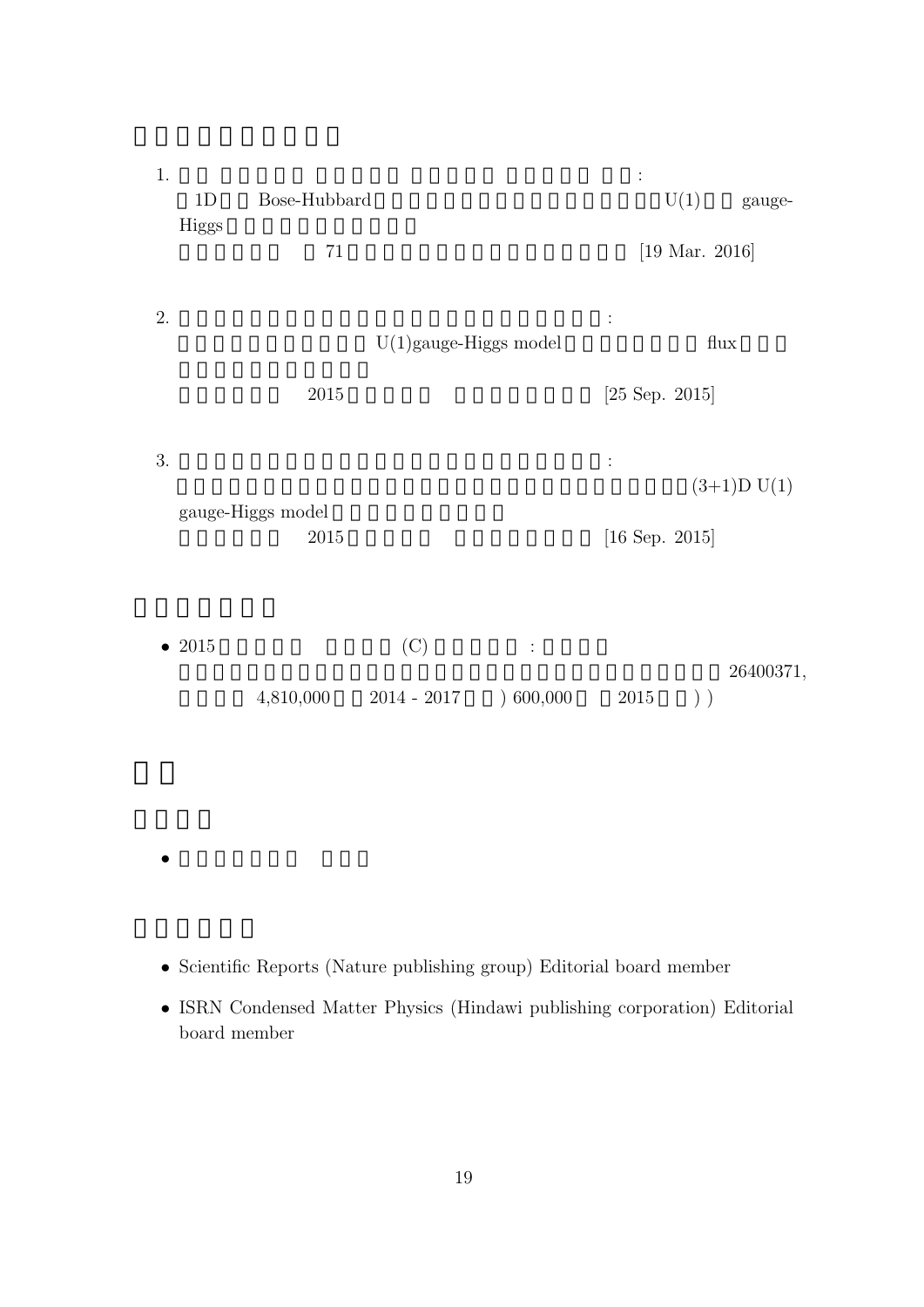1. :
1D Bose-Hubbard U(1) gauge-Higgs
71 [19 Mar. 2016]

2. :
U(1)gauge-Higgs model flux
2015 [25 Sep. 2015]

3. :
(3+1)D U(1) gauge-Higgs model
2015 [16 Sep. 2015]

- 2015 (C) :
26400371, 4,810,000 2014 - 2017 ) 600,000 2015 ) )

- Scientific Reports (Nature publishing group) Editorial board member
- ISRN Condensed Matter Physics (Hindawi publishing corporation) Editorial board member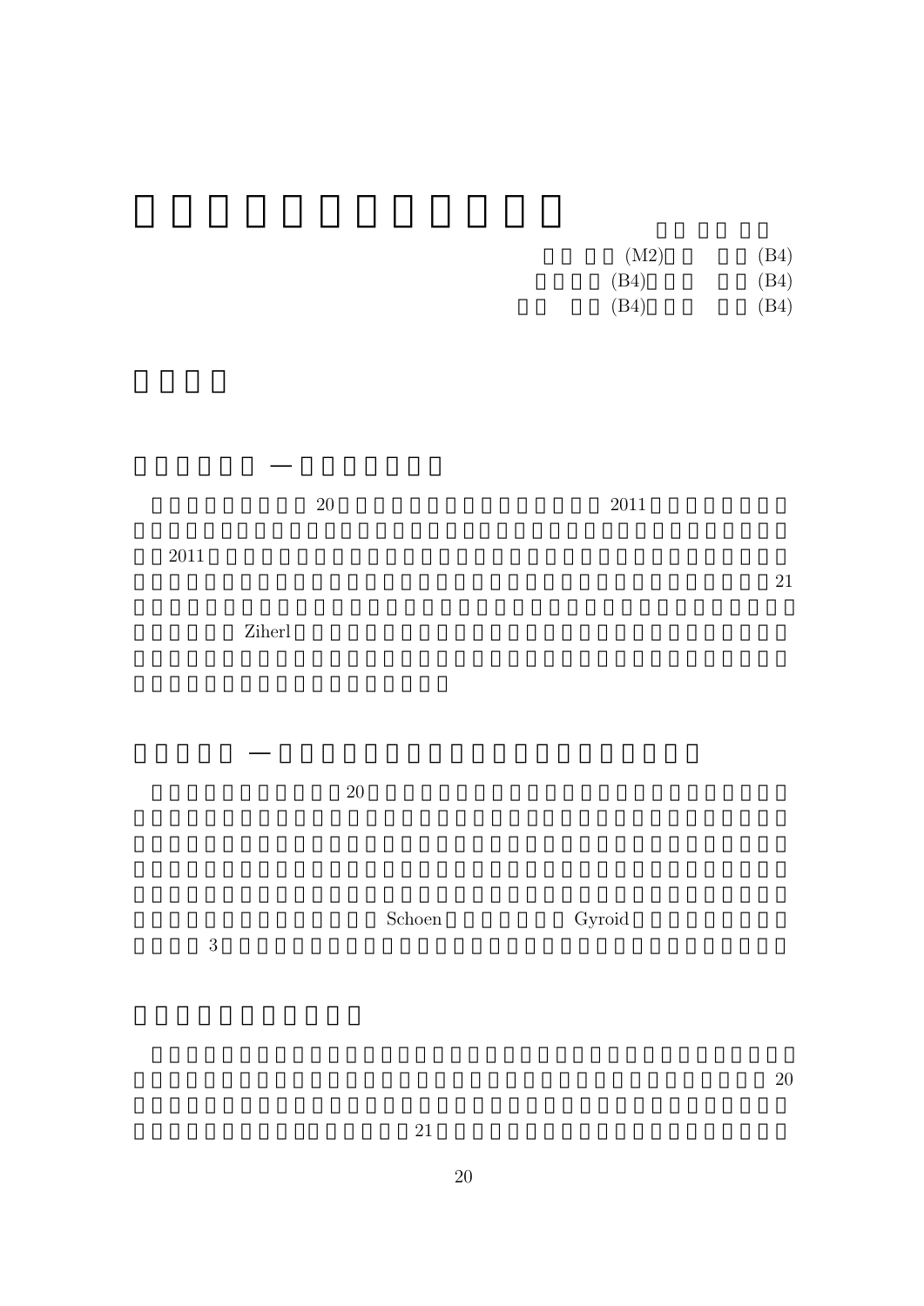(M2) (B4)

(B4) (B4)

(B4) (B4)

20 2011

2011

21

Ziherl

20

Schoen Gyroid

3

20

21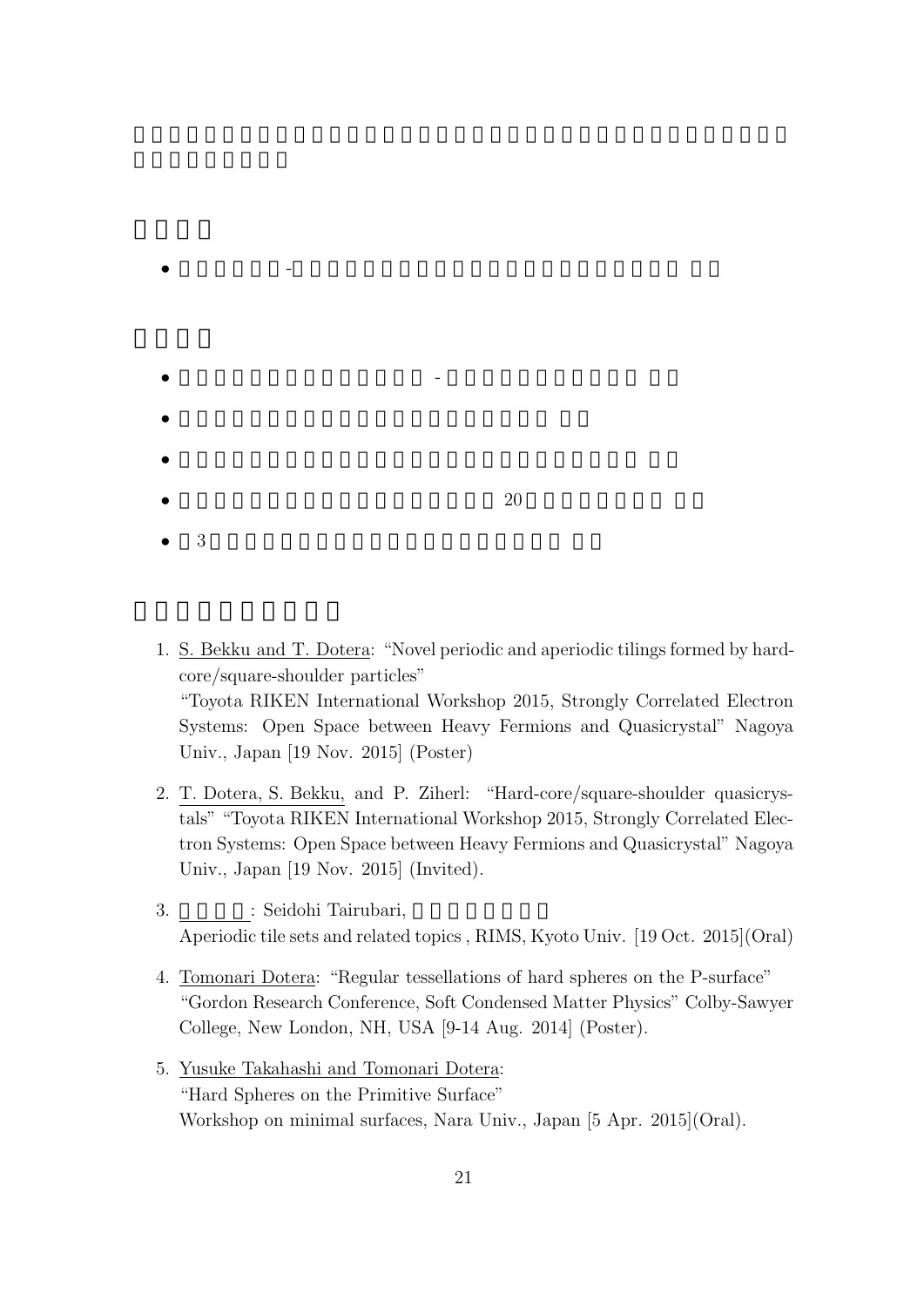- -

- -
- 
- 
- 20
- 3

1. S. Bekku and T. Dotera: "Novel periodic and aperiodic tilings formed by hard-core/square-shoulder particles"
   "Toyota RIKEN International Workshop 2015, Strongly Correlated Electron Systems: Open Space between Heavy Fermions and Quasicrystal" Nagoya Univ., Japan [19 Nov. 2015] (Poster)

2. T. Dotera, S. Bekku, and P. Ziherl: "Hard-core/square-shoulder quasicrystals" "Toyota RIKEN International Workshop 2015, Strongly Correlated Electron Systems: Open Space between Heavy Fermions and Quasicrystal" Nagoya Univ., Japan [19 Nov. 2015] (Invited).

3. : Seidohi Tairubari,
   Aperiodic tile sets and related topics , RIMS, Kyoto Univ. [19 Oct. 2015](Oral)

4. Tomonari Dotera: "Regular tessellations of hard spheres on the P-surface" "Gordon Research Conference, Soft Condensed Matter Physics" Colby-Sawyer College, New London, NH, USA [9-14 Aug. 2014] (Poster).

5. Yusuke Takahashi and Tomonari Dotera:
   "Hard Spheres on the Primitive Surface"
   Workshop on minimal surfaces, Nara Univ., Japan [5 Apr. 2015](Oral).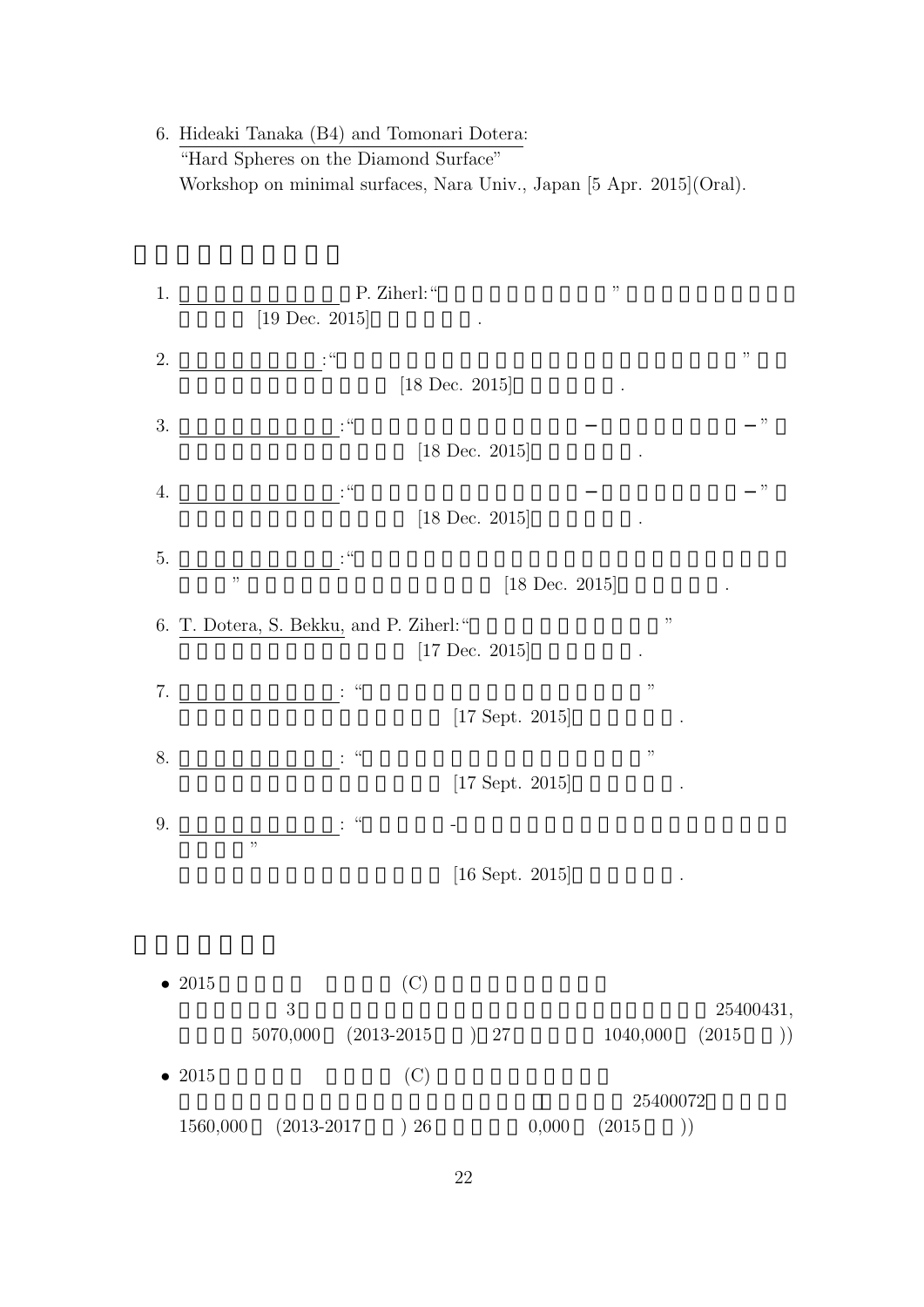6. Hideaki Tanaka (B4) and Tomonari Dotera:
   "Hard Spheres on the Diamond Surface"
   Workshop on minimal surfaces, Nara Univ., Japan [5 Apr. 2015](Oral).

1. P. Ziherl:" "
   [19 Dec. 2015] .

2. :" "
   [18 Dec. 2015] .

3. :" − − "
   [18 Dec. 2015] .

4. :" − − "
   [18 Dec. 2015] .

5. :"
   " [18 Dec. 2015] .

6. T. Dotera, S. Bekku, and P. Ziherl:" "
   [17 Dec. 2015] .

7. : " "
   [17 Sept. 2015] .

8. : " "
   [17 Sept. 2015] .

9. : " -
   "
   [16 Sept. 2015] .

- 2015 (C)
  3 25400431,
  5070,000 (2013-2015 ) 27 1040,000 (2015 ))

- 2015 (C)
  25400072
  1560,000 (2013-2017 ) 26 0,000 (2015 ))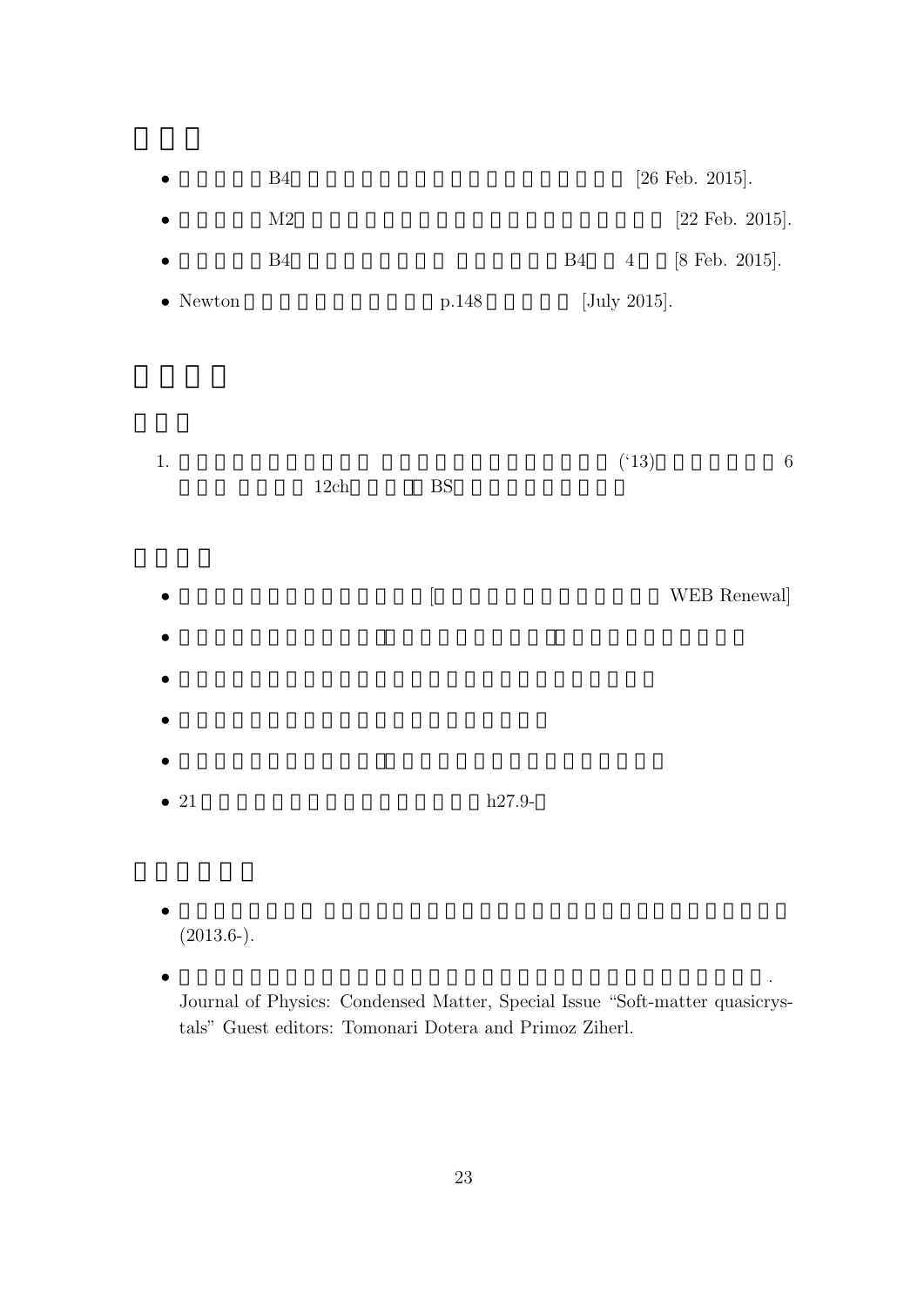- B4 [26 Feb. 2015].
- M2 [22 Feb. 2015].
- B4 B4 4 [8 Feb. 2015].
- Newton p.148 [July 2015].

1. ('13) 6 12ch BS

- [ WEB Renewal]
- 
- 
- 
- 
- 21 h27.9-

- (2013.6-).
- . Journal of Physics: Condensed Matter, Special Issue "Soft-matter quasicrystals" Guest editors: Tomonari Dotera and Primoz Ziherl.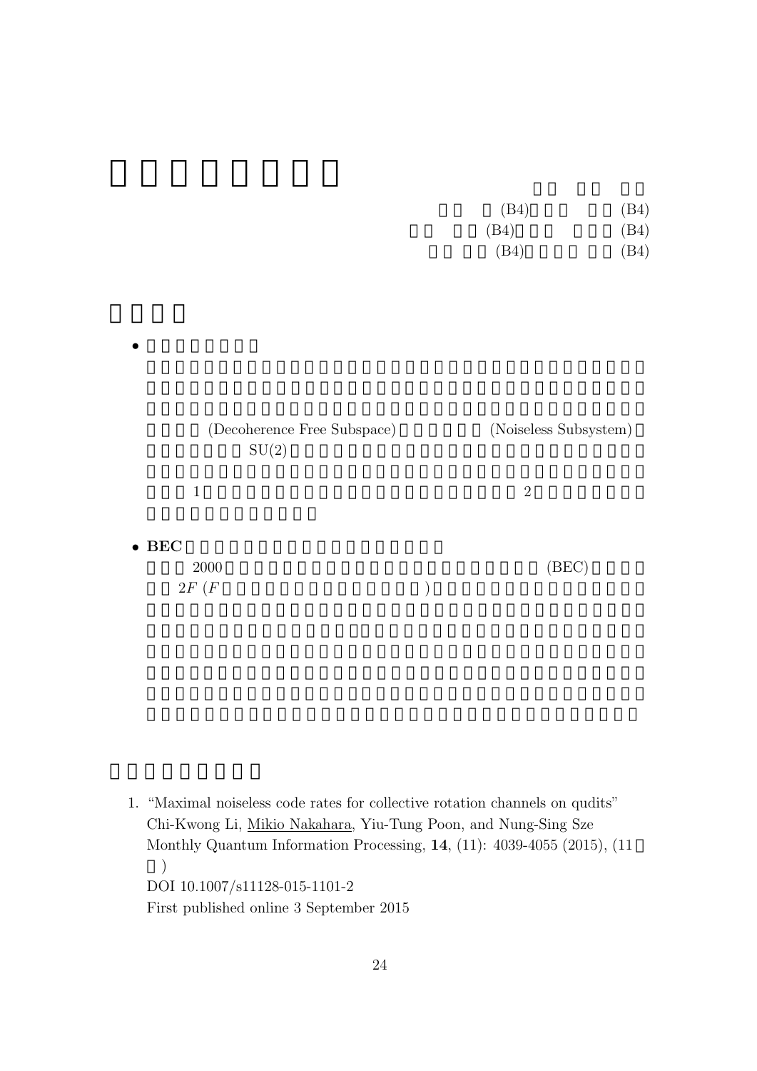(B4) (B4)

(B4) (B4)

(B4) (B4)

- (Decoherence Free Subspace) (Noiseless Subsystem)

  SU(2)

  1 2

- **BEC**

  2000 (BEC)

  $2F$ ($F$ )

1. "Maximal noiseless code rates for collective rotation channels on qudits"
   Chi-Kwong Li, Mikio Nakahara, Yiu-Tung Poon, and Nung-Sing Sze
   Monthly Quantum Information Processing, **14**, (11): 4039-4055 (2015), (11 )
   DOI 10.1007/s11128-015-1101-2
   First published online 3 September 2015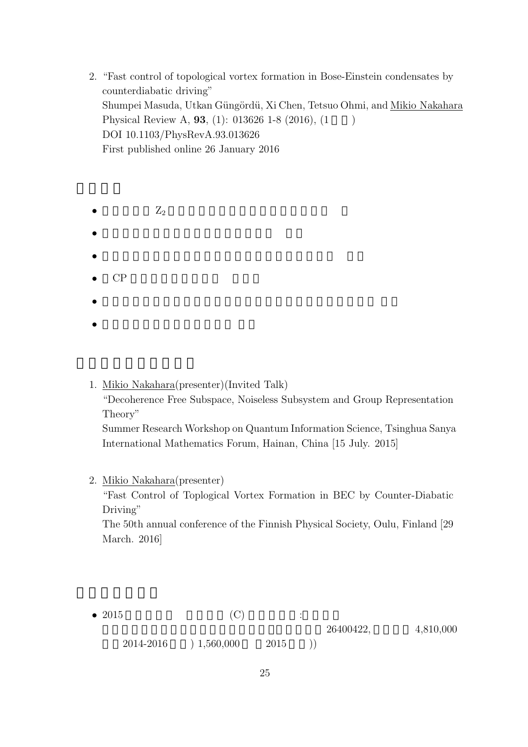2. "Fast control of topological vortex formation in Bose-Einstein condensates by counterdiabatic driving"
   Shumpei Masuda, Utkan Güngördü, Xi Chen, Tetsuo Ohmi, and Mikio Nakahara
   Physical Review A, **93**, (1): 013626 1-8 (2016), (1 )
   DOI 10.1103/PhysRevA.93.013626
   First published online 26 January 2016

- $Z_2$
- CP

1. Mikio Nakahara(presenter)(Invited Talk)
   "Decoherence Free Subspace, Noiseless Subsystem and Group Representation Theory"
   Summer Research Workshop on Quantum Information Science, Tsinghua Sanya International Mathematics Forum, Hainan, China [15 July. 2015]

2. Mikio Nakahara(presenter)
   "Fast Control of Toplogical Vortex Formation in BEC by Counter-Diabatic Driving"
   The 50th annual conference of the Finnish Physical Society, Oulu, Finland [29 March. 2016]

- 2015 (C) :
  26400422, 4,810,000
  2014-2016 ) 1,560,000 2015 ))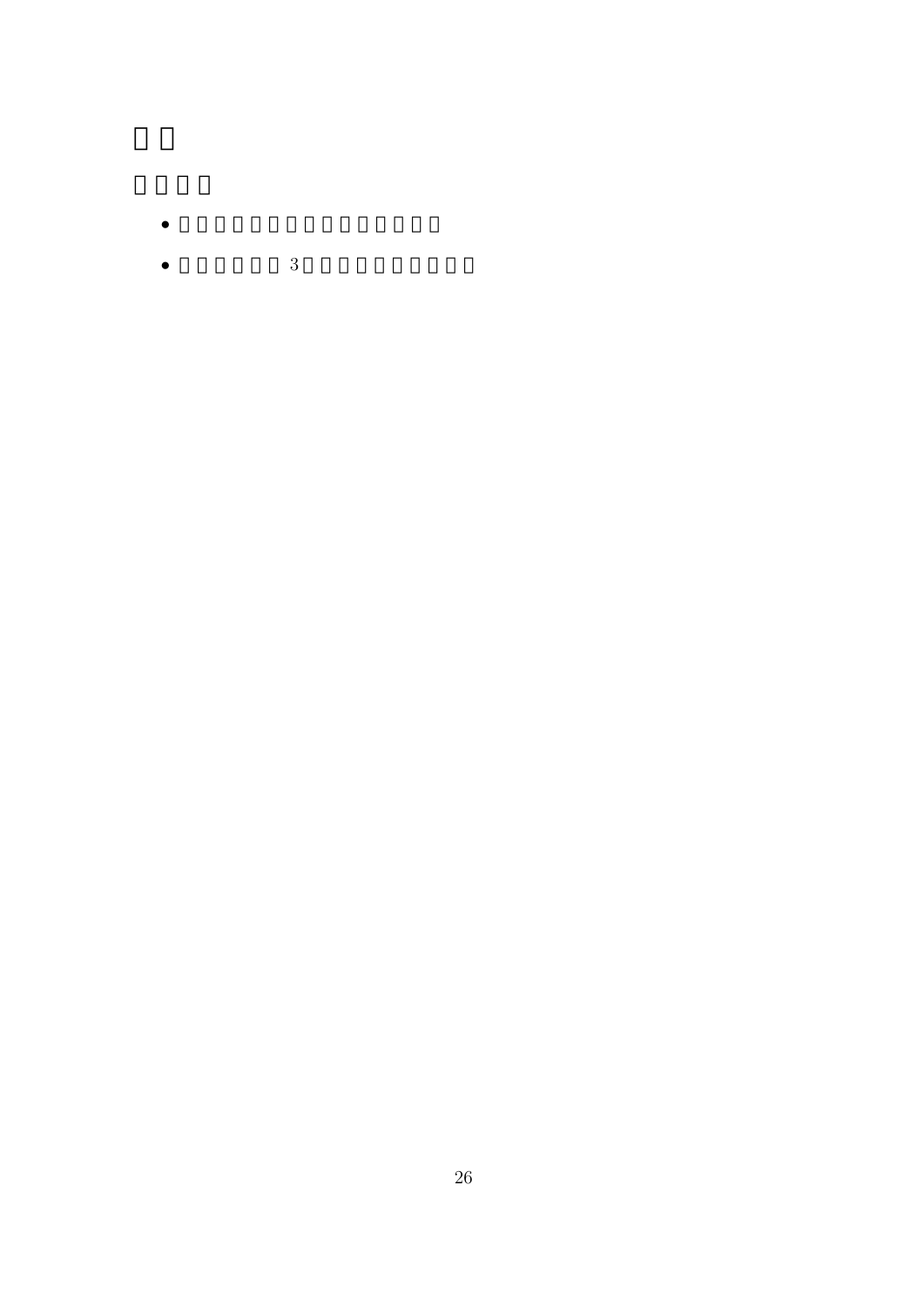# □□

## □□□□

- □□□□□□□□□□□□□□□□□
- □□□□□□ 3□□□□□□□□□□□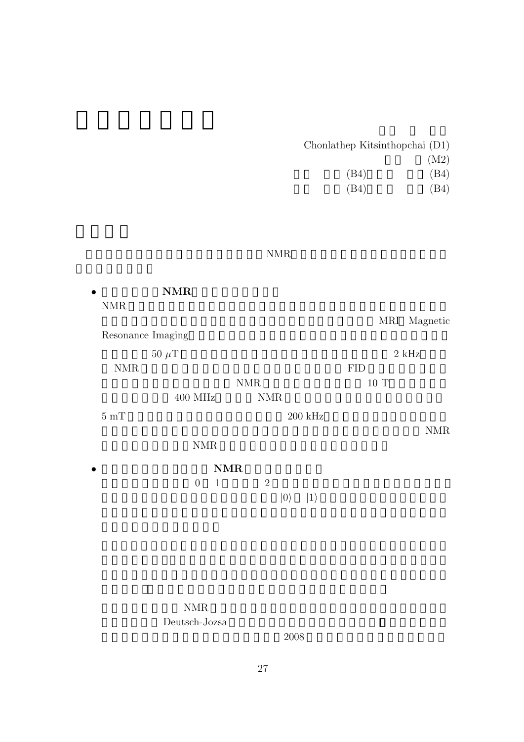Chonlathep Kitsinthopchai (D1)

(M2)

(B4) (B4)

(B4) (B4)

NMR

- **NMR**

  NMR

  MRI Magnetic Resonance Imaging

  50 $\mu$T 2 kHz

  NMR FID

  NMR 10 T

  400 MHz NMR

  5 mT 200 kHz

  NMR

  NMR

- **NMR**

  0 1 2

  $|0\rangle$ $|1\rangle$

  NMR

  Deutsch-Jozsa

  2008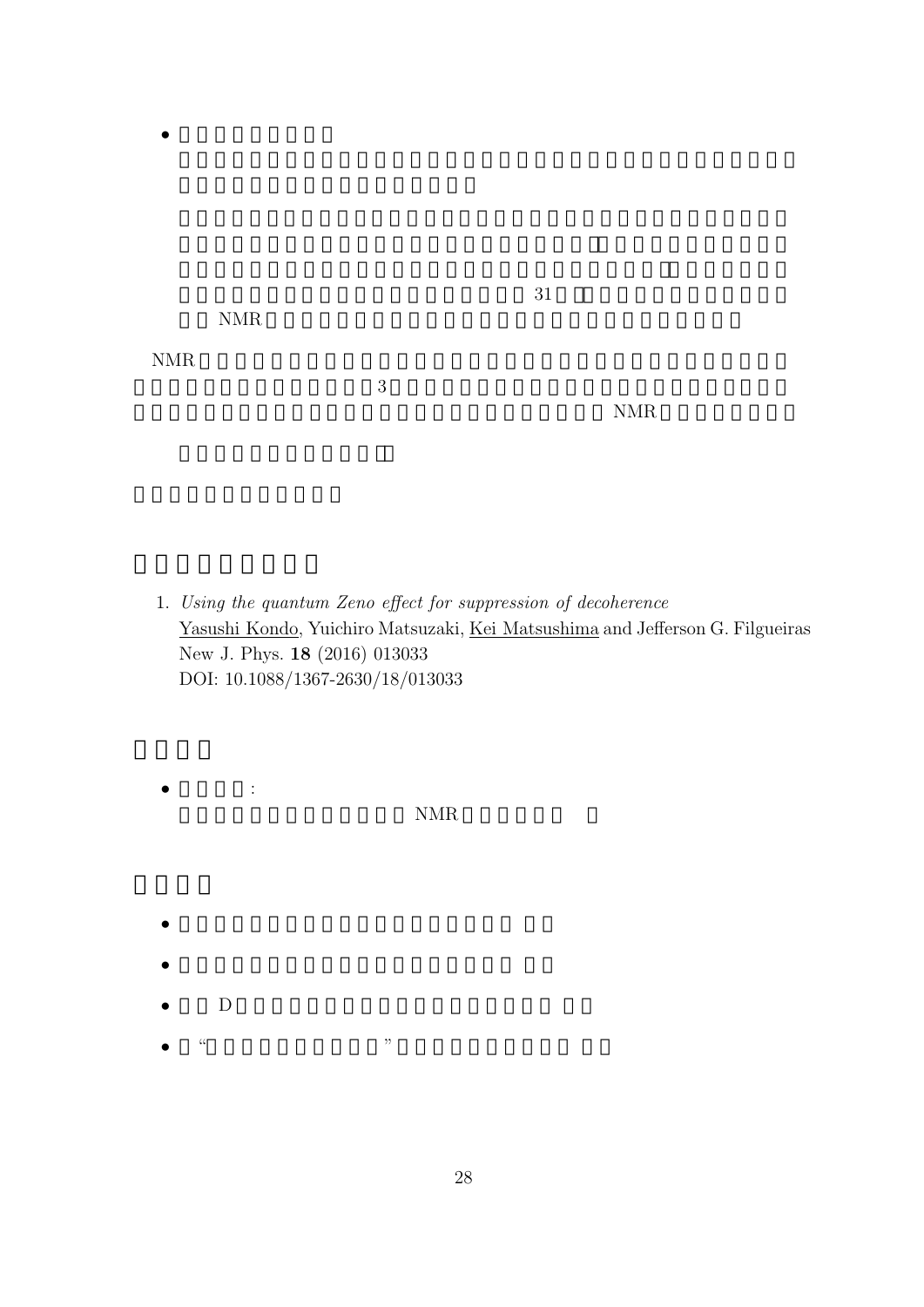- 

NMR

NMR 3 NMR

## 

1. *Using the quantum Zeno effect for suppression of decoherence*
   Yasushi Kondo, Yuichiro Matsuzaki, Kei Matsushima and Jefferson G. Filgueiras
   New J. Phys. **18** (2016) 013033
   DOI: 10.1088/1367-2630/18/013033

## 

- :
  NMR

## 

- 
- 
- D
- “ ”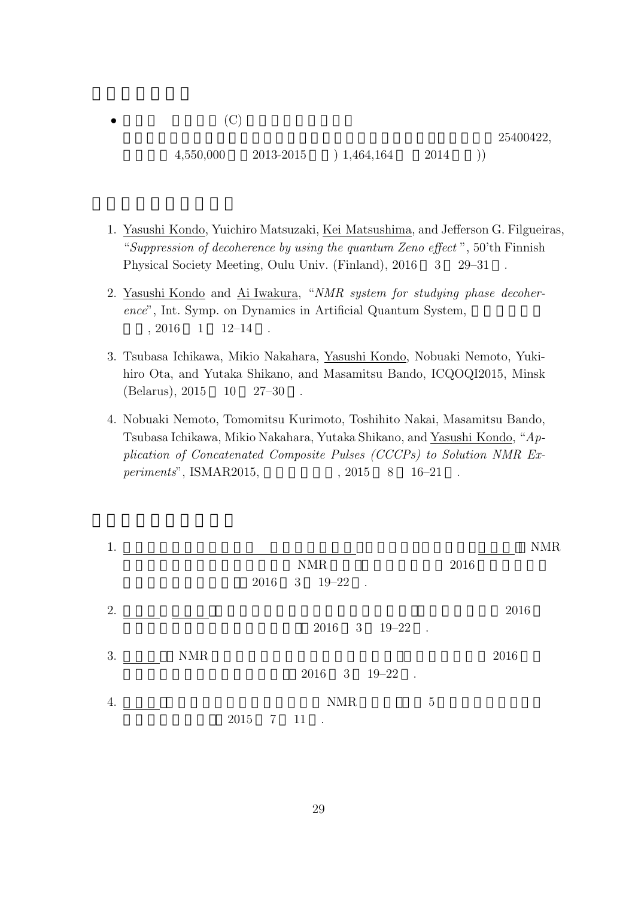- (C)
  25400422,
  4,550,000 2013-2015 ) 1,464,164 2014 ))

1. Yasushi Kondo, Yuichiro Matsuzaki, Kei Matsushima, and Jefferson G. Filgueiras, “*Suppression of decoherence by using the quantum Zeno effect*”, 50’th Finnish Physical Society Meeting, Oulu Univ. (Finland), 2016 3 29–31 .

2. Yasushi Kondo and Ai Iwakura, “*NMR system for studying phase decoherence*”, Int. Symp. on Dynamics in Artificial Quantum System, , 2016 1 12–14 .

3. Tsubasa Ichikawa, Mikio Nakahara, Yasushi Kondo, Nobuaki Nemoto, Yukihiro Ota, and Yutaka Shikano, and Masamitsu Bando, ICQOQI2015, Minsk (Belarus), 2015 10 27–30 .

4. Nobuaki Nemoto, Tomomitsu Kurimoto, Toshihito Nakai, Masamitsu Bando, Tsubasa Ichikawa, Mikio Nakahara, Yutaka Shikano, and Yasushi Kondo, “*Application of Concatenated Composite Pulses (CCCPs) to Solution NMR Experiments*”, ISMAR2015, , 2015 8 16–21 .

1. NMR
   NMR 2016
   2016 3 19–22 .

2. 2016
   2016 3 19–22 .

3. NMR 2016
   2016 3 19–22 .

4. NMR 5
   2015 7 11 .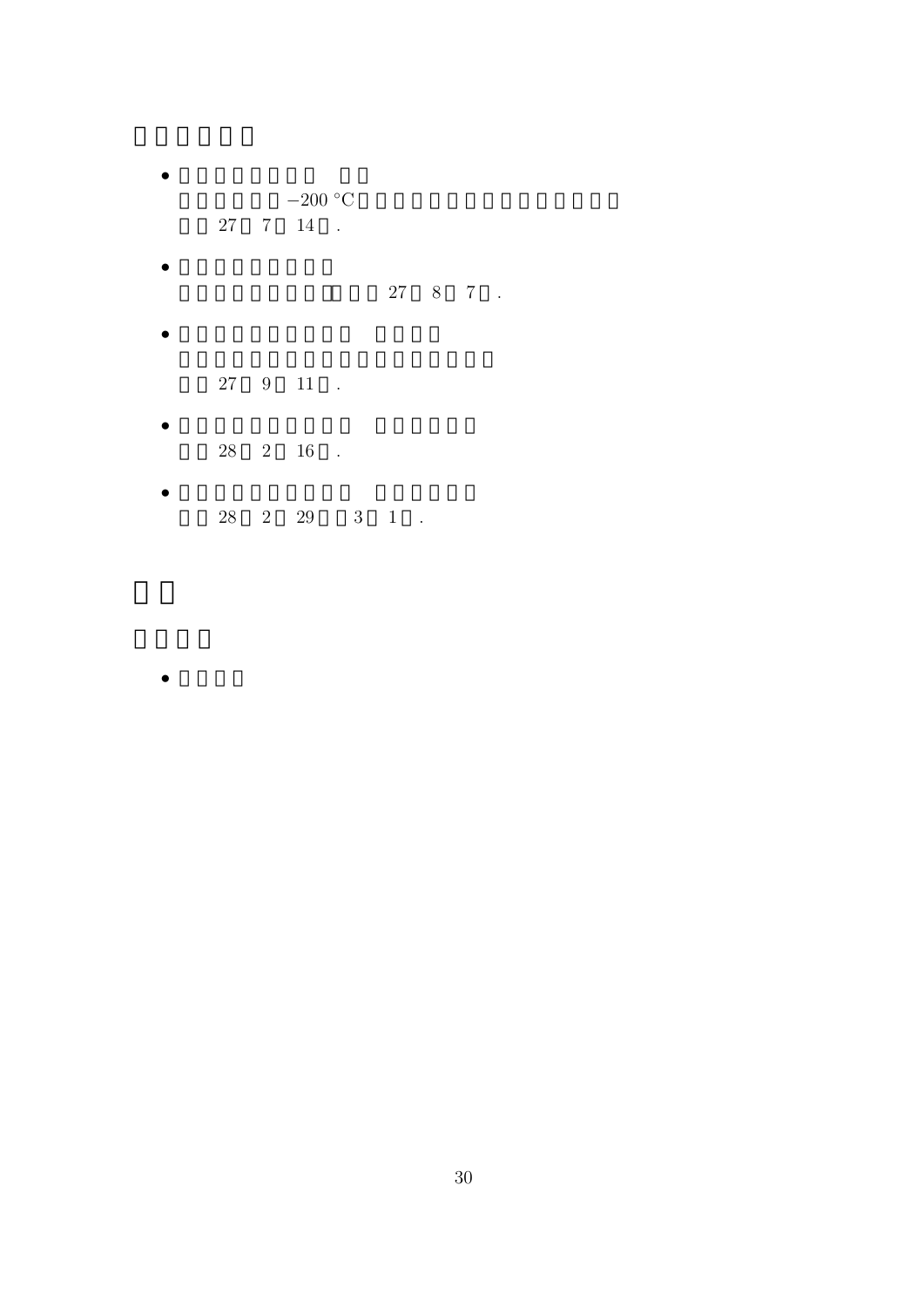- $-200\ ^\circ\mathrm{C}$
  27 7 14 .

- 27 8 7 .

- 27 9 11 .

- 28 2 16 .

- 28 2 29 3 1 .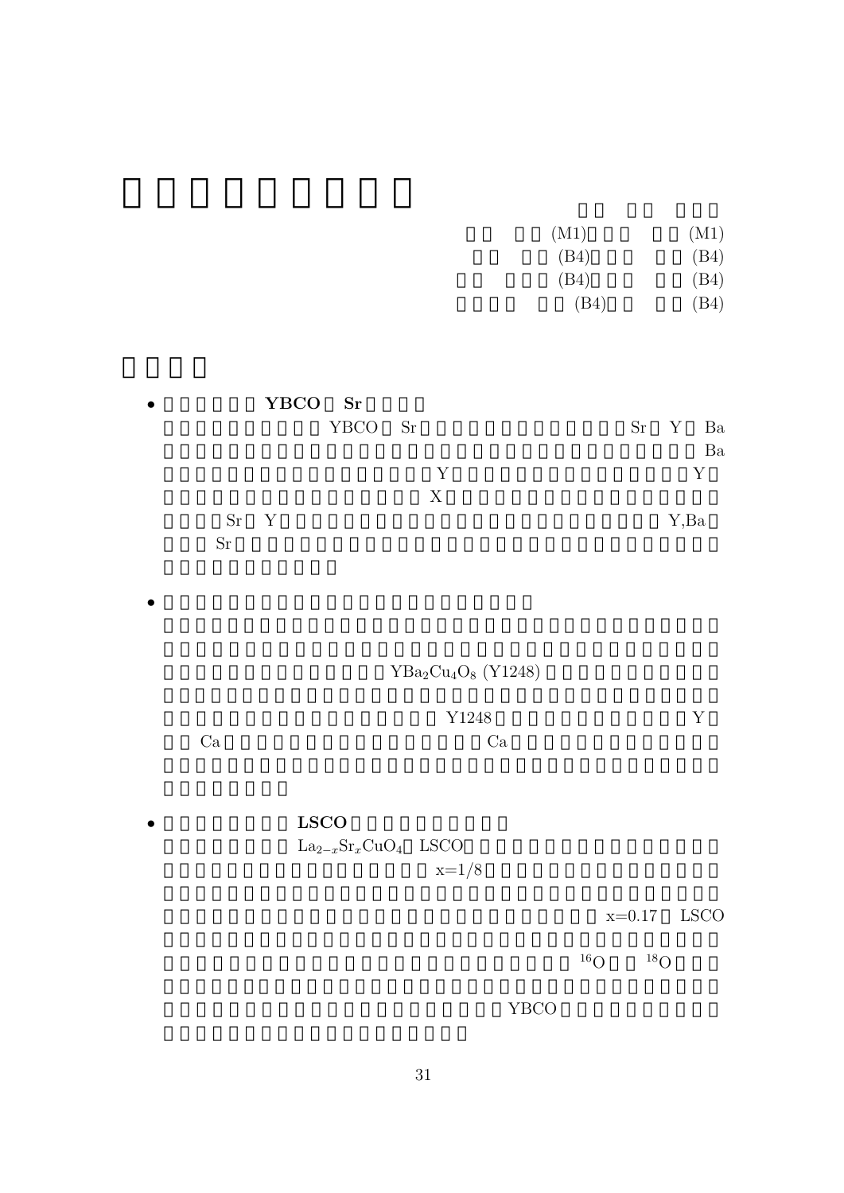(M1) (M1)
(B4) (B4)
(B4) (B4)
(B4) (B4)

- **YBCO Sr**

  YBCO Sr Sr Y Ba
  Ba
  Y Y
  X
  Sr Y Y,Ba
  Sr

- $YBa_2Cu_4O_8$ (Y1248)
  Y1248 Y
  Ca Ca

- **LSCO**

  $La_{2-x}Sr_xCuO_4$ LSCO
  x=1/8
  x=0.17 LSCO
  $^{16}O$ $^{18}O$
  YBCO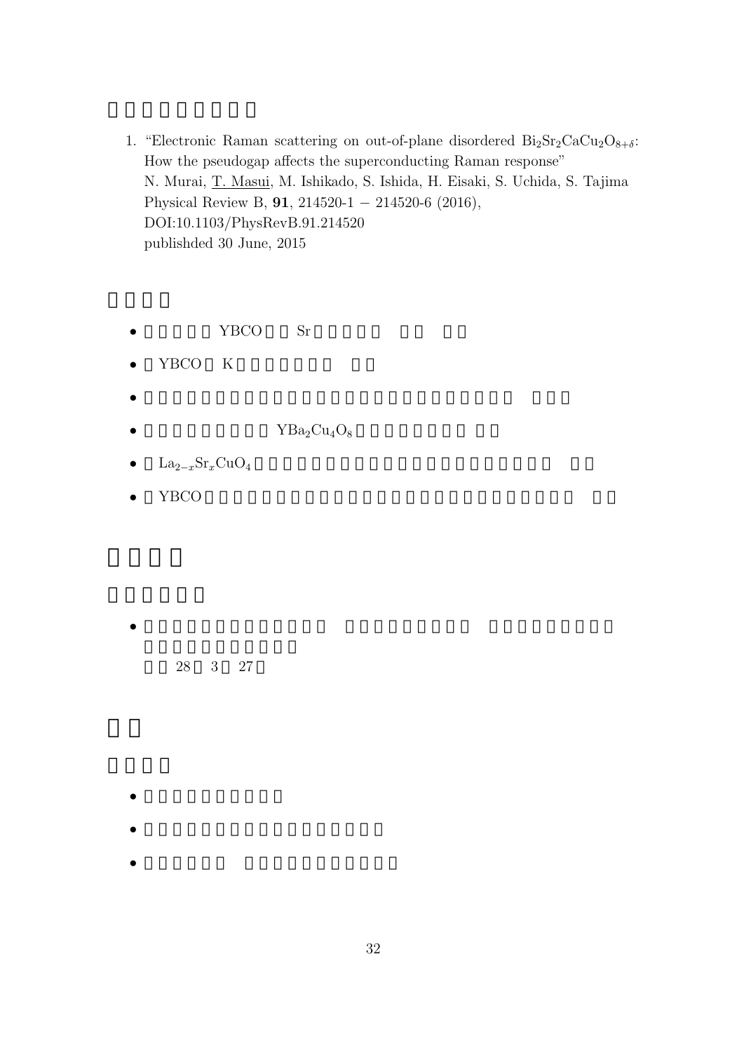1. "Electronic Raman scattering on out-of-plane disordered $Bi_2Sr_2CaCu_2O_{8+\delta}$: How the pseudogap affects the superconducting Raman response"
   N. Murai, T. Masui, M. Ishikado, S. Ishida, H. Eisaki, S. Uchida, S. Tajima
   Physical Review B, **91**, 214520-1 − 214520-6 (2016),
   DOI:10.1103/PhysRevB.91.214520
   publishded 30 June, 2015

- YBCO Sr
- YBCO K
- $YBa_2Cu_4O_8$
- $La_{2-x}Sr_xCuO_4$
- YBCO

28 3 27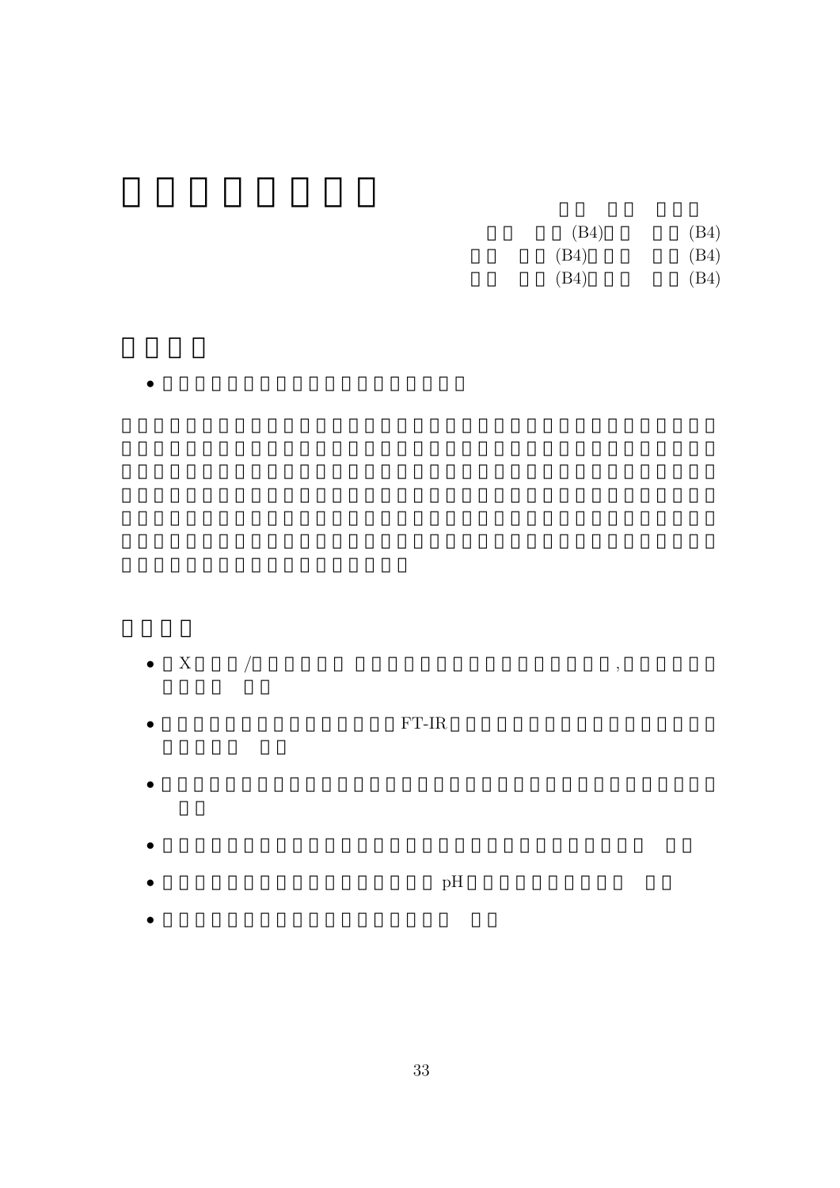(B4) (B4)

(B4) (B4)

(B4) (B4)

- X /, 

- FT-IR

- pH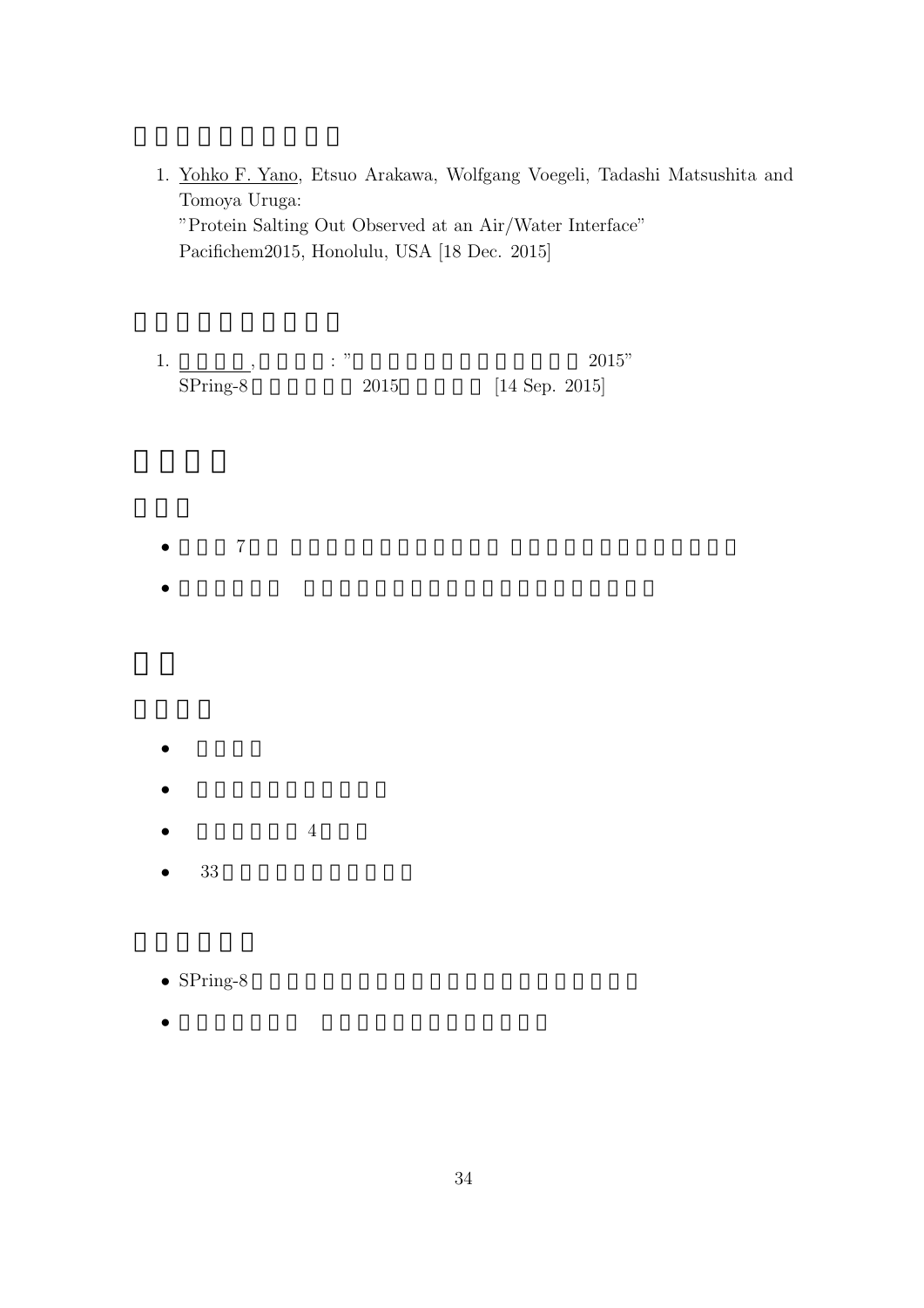1. Yohko F. Yano, Etsuo Arakawa, Wolfgang Voegeli, Tadashi Matsushita and Tomoya Uruga:
   "Protein Salting Out Observed at an Air/Water Interface"
   Pacifichem2015, Honolulu, USA [18 Dec. 2015]

1. , : " 2015"
   SPring-8 2015 [14 Sep. 2015]

- 7

- 4
- 33

- SPring-8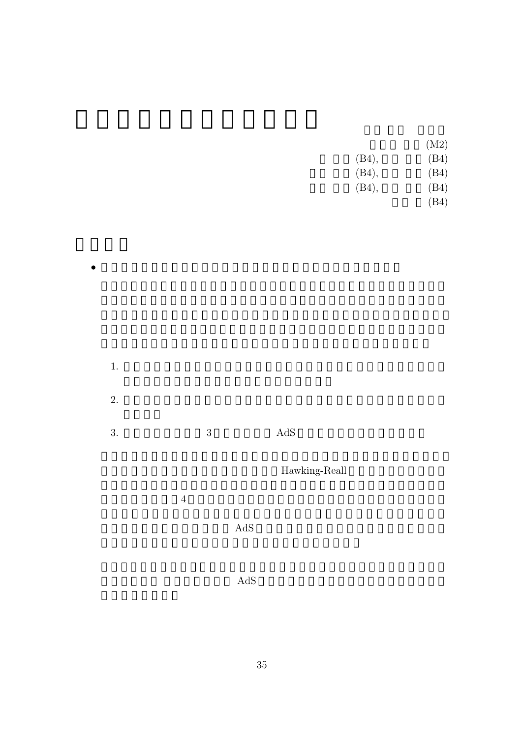(M2)

(B4), (B4)

(B4), (B4)

(B4), (B4)

(B4)

1.

2.

3. 3 AdS

Hawking-Reall

4

AdS

AdS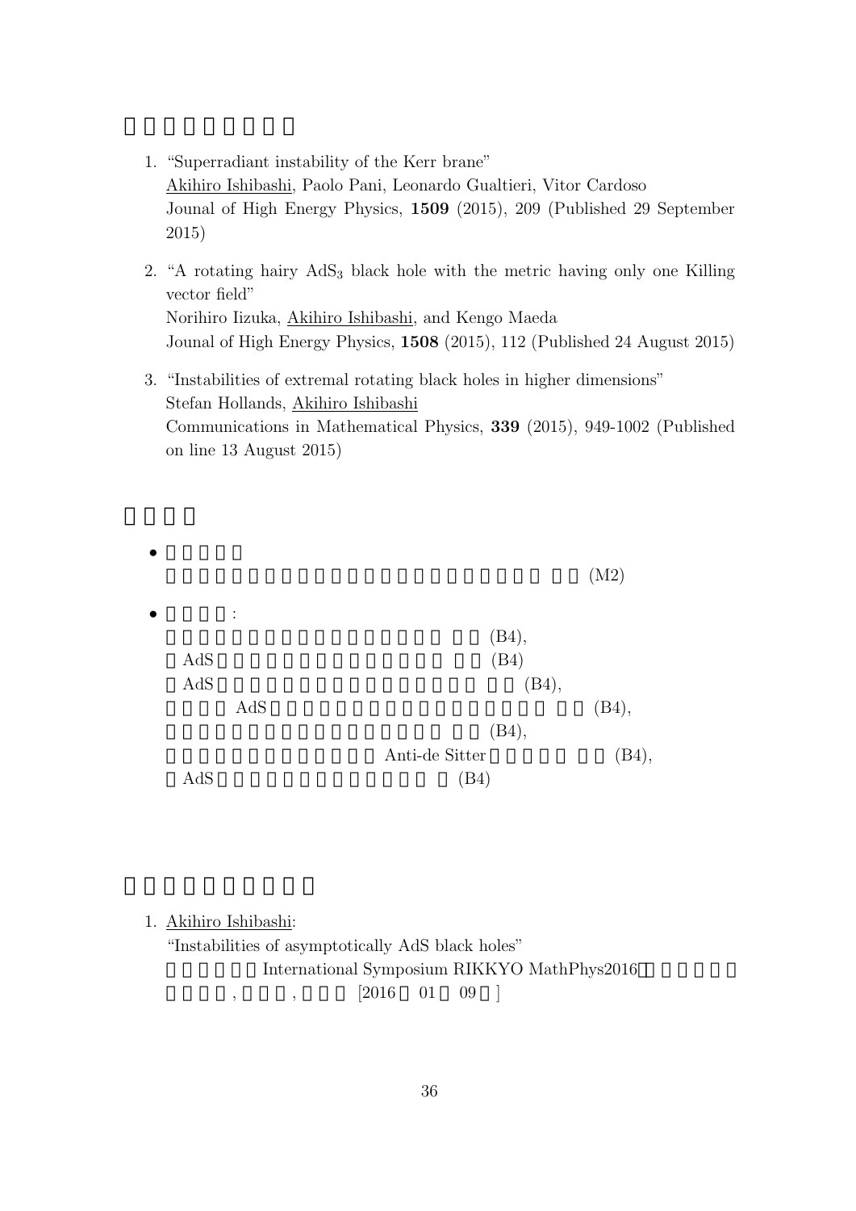1. "Superradiant instability of the Kerr brane"
   Akihiro Ishibashi, Paolo Pani, Leonardo Gualtieri, Vitor Cardoso
   Jounal of High Energy Physics, **1509** (2015), 209 (Published 29 September 2015)

2. "A rotating hairy $AdS_3$ black hole with the metric having only one Killing vector field"
   Norihiro Iizuka, Akihiro Ishibashi, and Kengo Maeda
   Jounal of High Energy Physics, **1508** (2015), 112 (Published 24 August 2015)

3. "Instabilities of extremal rotating black holes in higher dimensions"
   Stefan Hollands, Akihiro Ishibashi
   Communications in Mathematical Physics, **339** (2015), 949-1002 (Published on line 13 August 2015)

- (M2)

- :
  (B4),
  AdS (B4)
  AdS (B4),
  AdS (B4),
  (B4),
  Anti-de Sitter (B4),
  AdS (B4)

1. Akihiro Ishibashi:
   "Instabilities of asymptotically AdS black holes"
   International Symposium RIKKYO MathPhys2016
   , , [2016 01 09 ]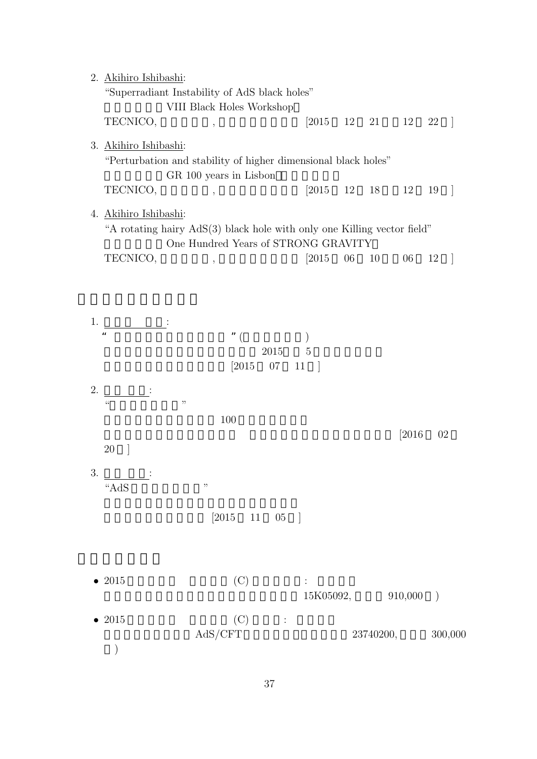2. Akihiro Ishibashi:
   "Superradiant Instability of AdS black holes"
   VIII Black Holes Workshop
   TECNICO, , [2015 12 21 12 22 ]

3. Akihiro Ishibashi:
   "Perturbation and stability of higher dimensional black holes"
   GR 100 years in Lisbon
   TECNICO, , [2015 12 18 12 19 ]

4. Akihiro Ishibashi:
   "A rotating hairy AdS(3) black hole with only one Killing vector field"
   One Hundred Years of STRONG GRAVITY
   TECNICO, , [2015 06 10 06 12 ]

1. :
   " " ( )
   2015 5
   [2015 07 11 ]

2. :
   " "
   100
   [2016 02 20 ]

3. :
   "AdS "
   [2015 11 05 ]

- 2015 (C) :
  15K05092, 910,000 )
- 2015 (C) :
  AdS/CFT 23740200, 300,000 )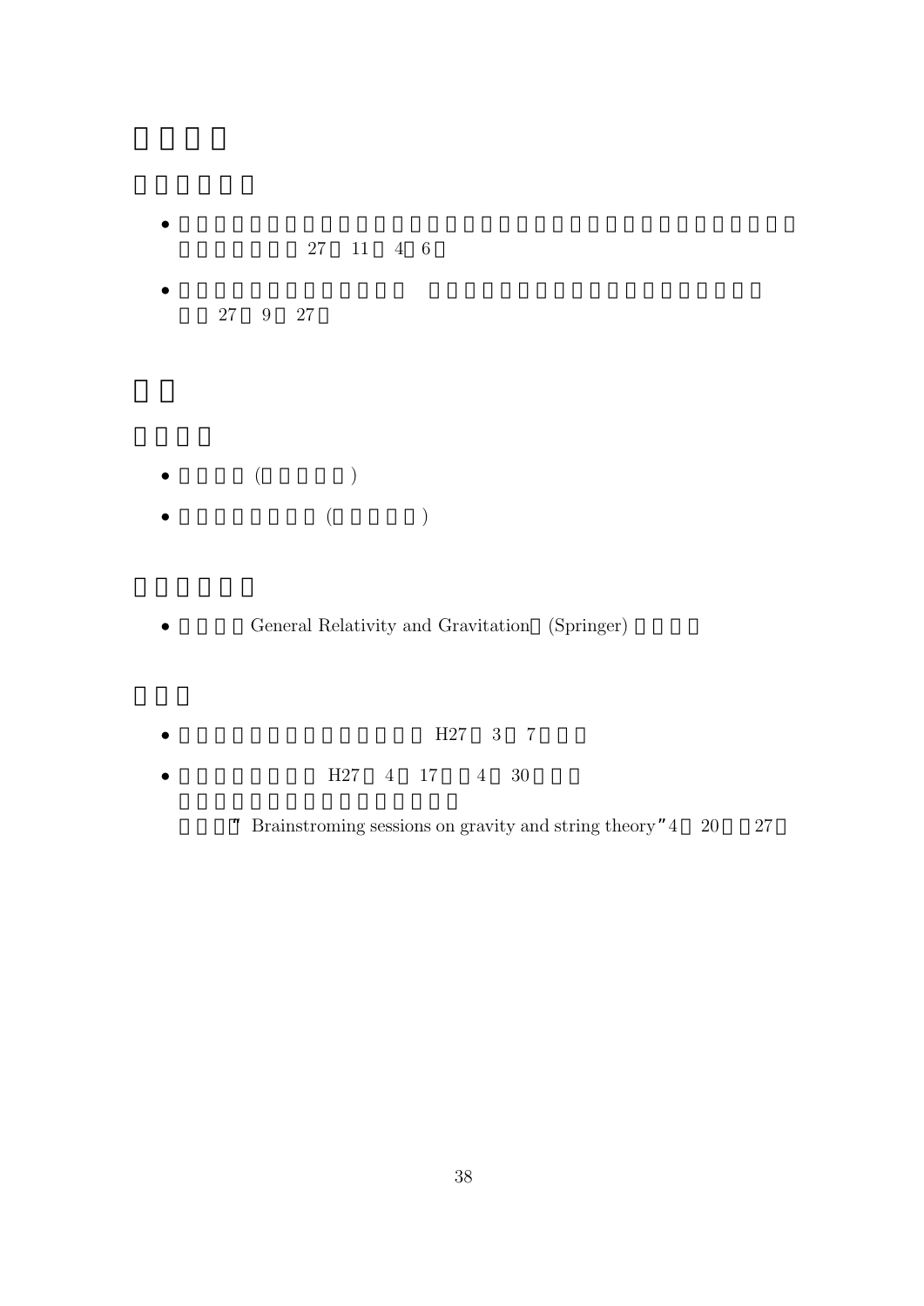- 27 11 4 6
- 27 9 27

- ( )
- ( )

- General Relativity and Gravitation (Springer)

- H27 3 7
- H27 4 17 4 30

  " Brainstroming sessions on gravity and string theory" 4 20 27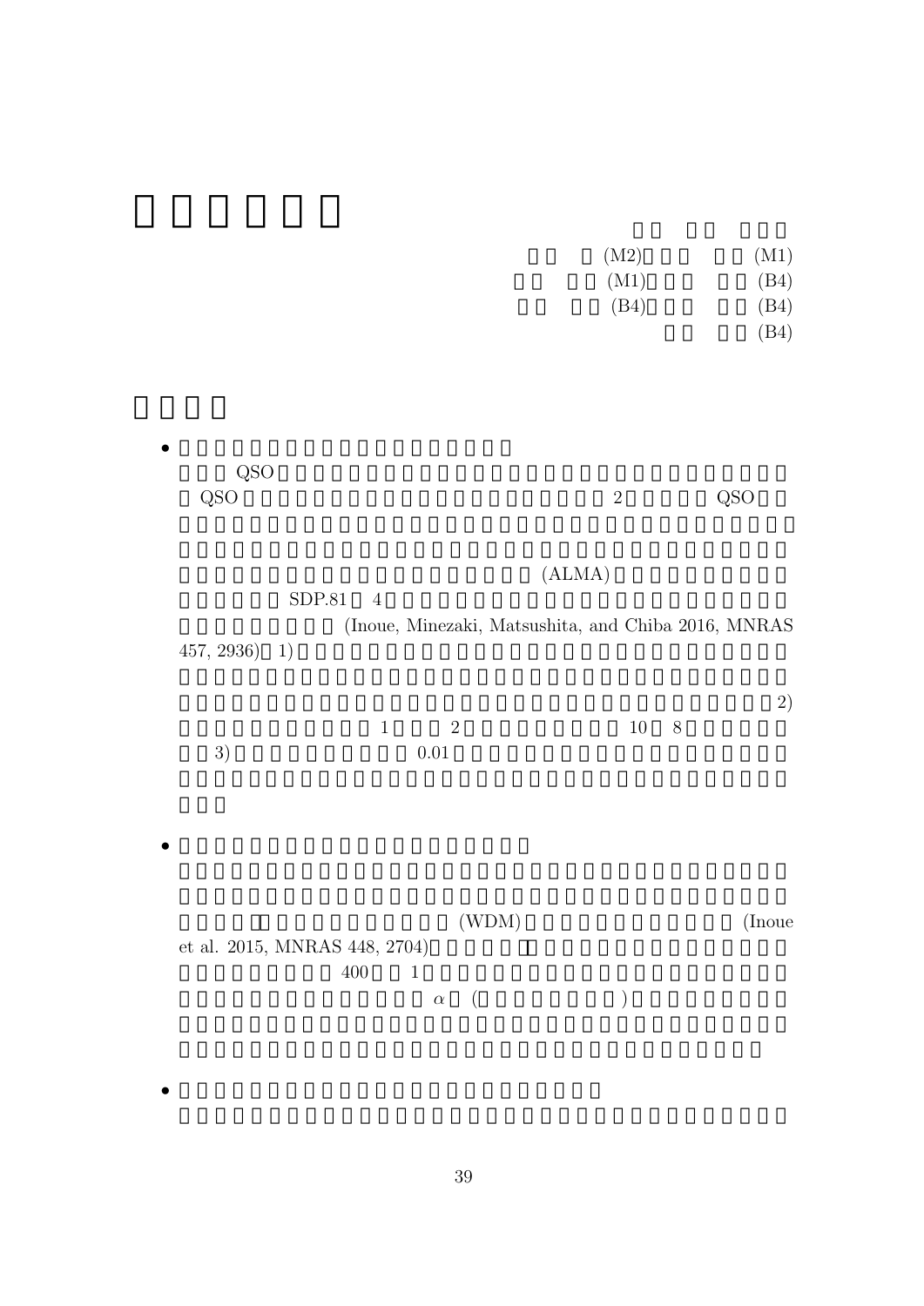(M2) (M1)

(M1) (B4)

(B4) (B4)

(B4)

- QSO
  QSO 2 QSO

  (ALMA)

  SDP.81 4

  (Inoue, Minezaki, Matsushita, and Chiba 2016, MNRAS 457, 2936) 1)

  2)

  1 2 10 8

  3) 0.01

- (WDM) (Inoue et al. 2015, MNRAS 448, 2704)

  400 1

  $\alpha$ ( )

-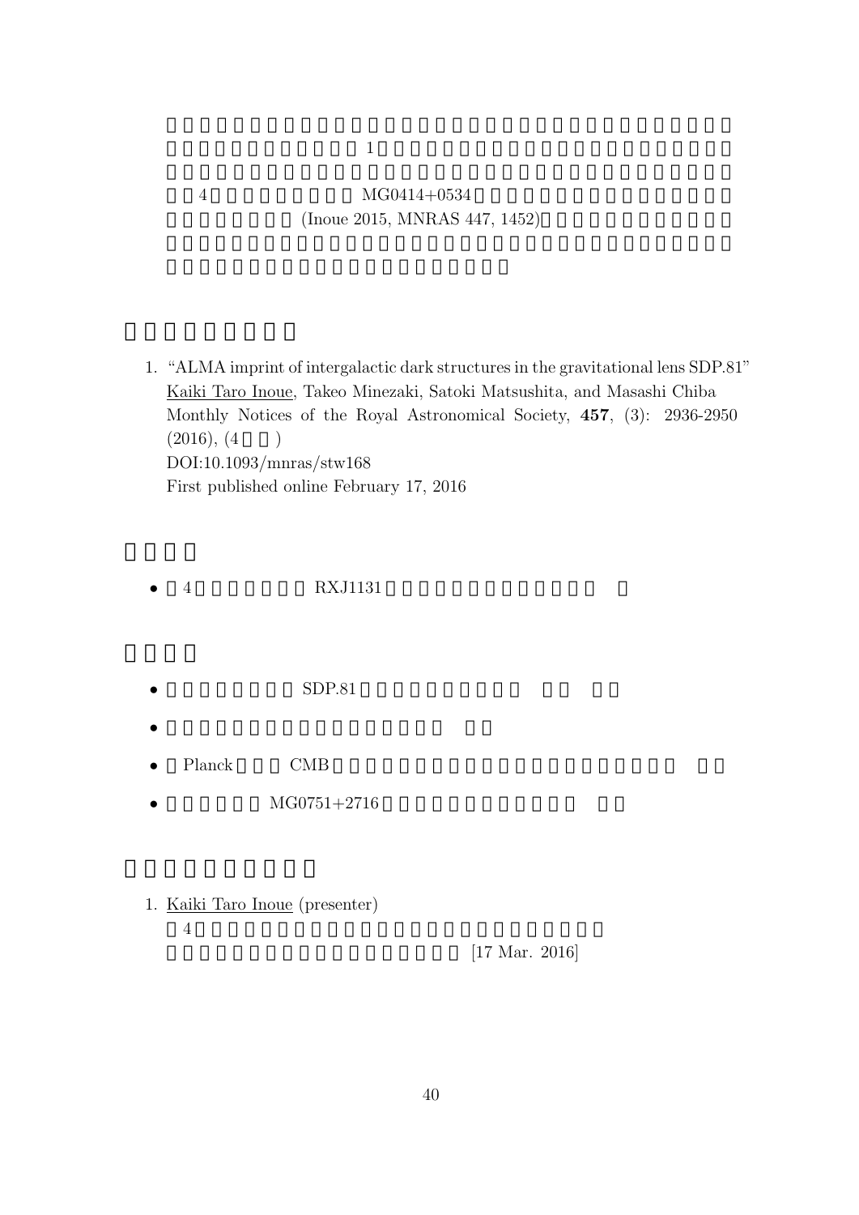1

4 MG0414+0534

(Inoue 2015, MNRAS 447, 1452)

1. "ALMA imprint of intergalactic dark structures in the gravitational lens SDP.81"
   Kaiki Taro Inoue, Takeo Minezaki, Satoki Matsushita, and Masashi Chiba
   Monthly Notices of the Royal Astronomical Society, **457**, (3): 2936-2950 (2016), (4 )
   DOI:10.1093/mnras/stw168
   First published online February 17, 2016

- 4 RXJ1131

- SDP.81
- 
- Planck CMB
- MG0751+2716

1. Kaiki Taro Inoue (presenter)
   4
   [17 Mar. 2016]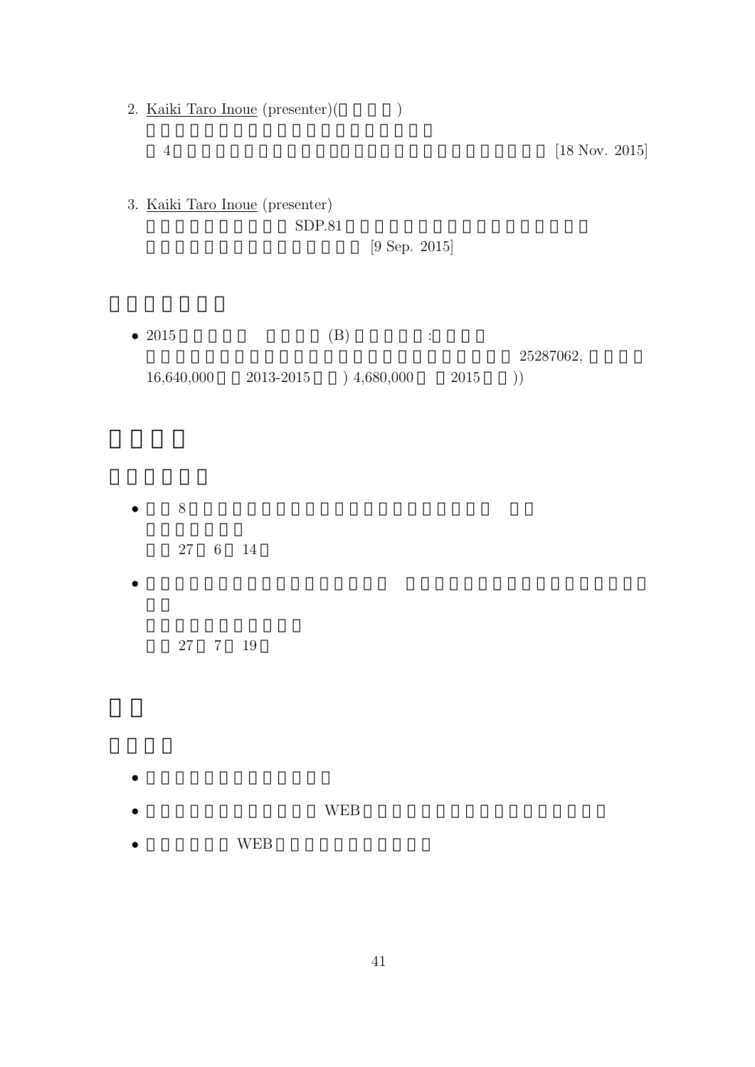2. Kaiki Taro Inoue (presenter)( )

   4 [18 Nov. 2015]

3. Kaiki Taro Inoue (presenter)

   SDP.81

   [9 Sep. 2015]

- 2015 (B) :

  25287062,

  16,640,000 2013-2015 ) 4,680,000 2015 ))

- 8

  27 6 14

- 27 7 19

- WEB
- WEB